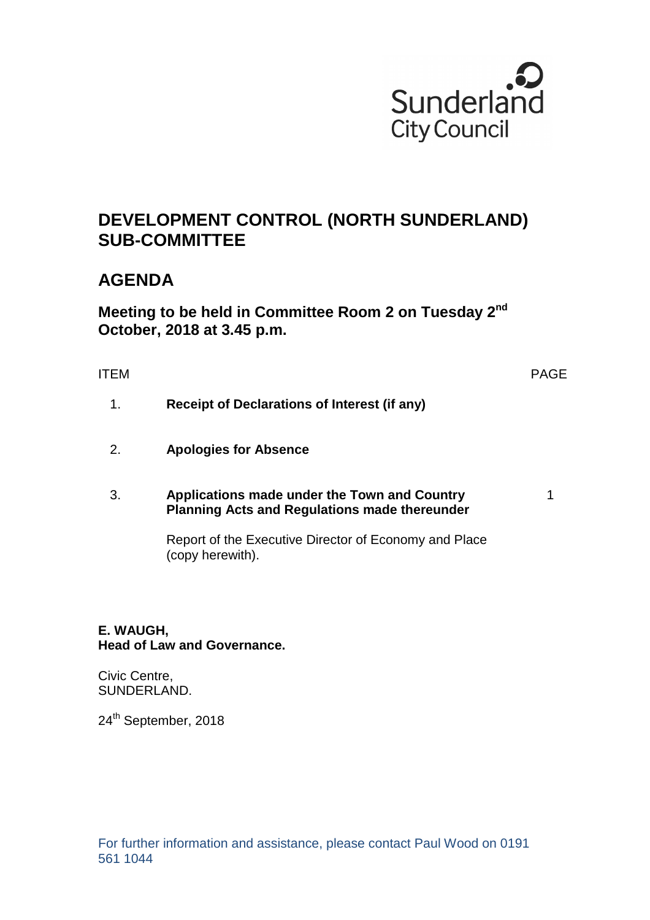Sunderland City Council

# DEVELOPMENT CONTROL (NORTH SUNDERLAND) SUB-COMMITTEE

## AGENDA

### Meeting to be held in Committee Room 2 on Tuesday 2nd October, 2018 at 3.45 p.m.

| ITEM | | PAGE |
|---|---|---|
| 1. | **Receipt of Declarations of Interest (if any)** | |
| 2. | **Apologies for Absence** | |
| 3. | **Applications made under the Town and Country Planning Acts and Regulations made thereunder**<br><br>Report of the Executive Director of Economy and Place (copy herewith). | 1 |

**E. WAUGH,**
**Head of Law and Governance.**

Civic Centre,
SUNDERLAND.

24th September, 2018

For further information and assistance, please contact Paul Wood on 0191 561 1044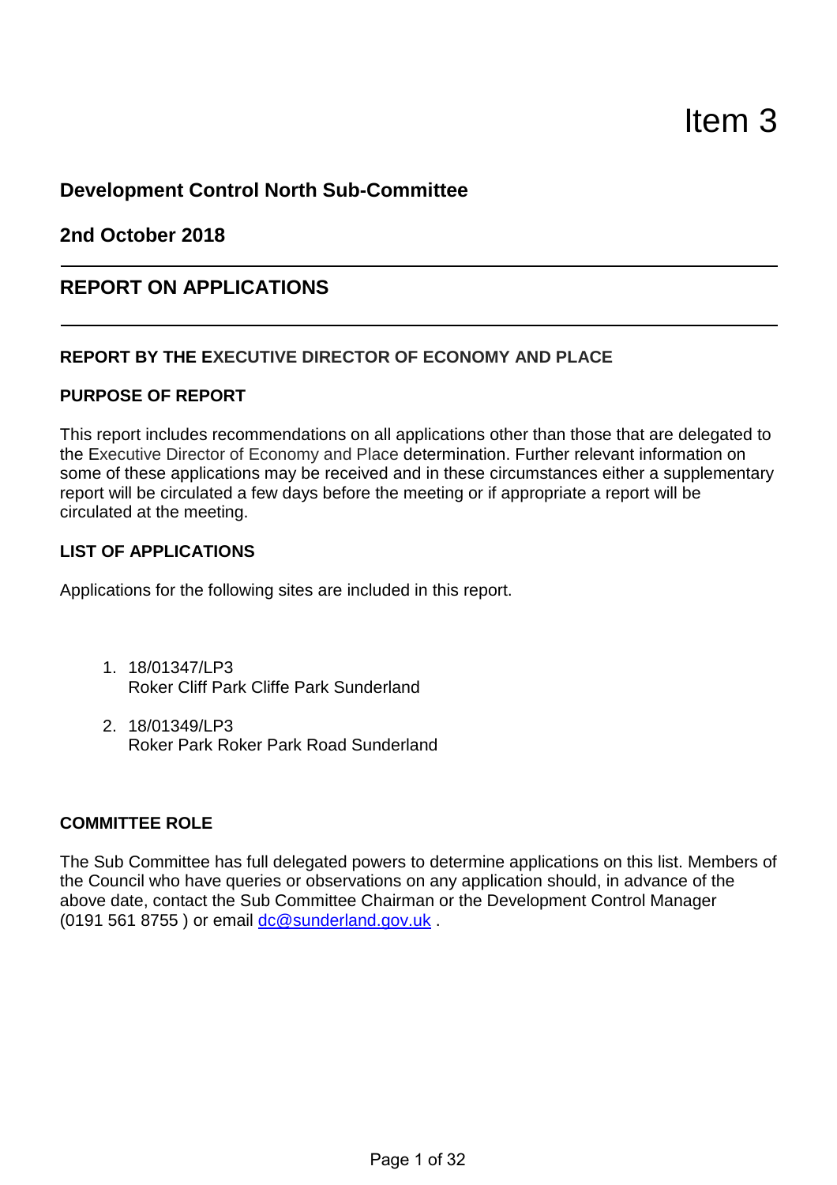Item 3

# Development Control North Sub-Committee

## 2nd October 2018

## REPORT ON APPLICATIONS

**REPORT BY THE EXECUTIVE DIRECTOR OF ECONOMY AND PLACE**

**PURPOSE OF REPORT**

This report includes recommendations on all applications other than those that are delegated to the Executive Director of Economy and Place determination. Further relevant information on some of these applications may be received and in these circumstances either a supplementary report will be circulated a few days before the meeting or if appropriate a report will be circulated at the meeting.

**LIST OF APPLICATIONS**

Applications for the following sites are included in this report.

1. 18/01347/LP3
   Roker Cliff Park Cliffe Park Sunderland

2. 18/01349/LP3
   Roker Park Roker Park Road Sunderland

**COMMITTEE ROLE**

The Sub Committee has full delegated powers to determine applications on this list. Members of the Council who have queries or observations on any application should, in advance of the above date, contact the Sub Committee Chairman or the Development Control Manager (0191 561 8755 ) or email dc@sunderland.gov.uk .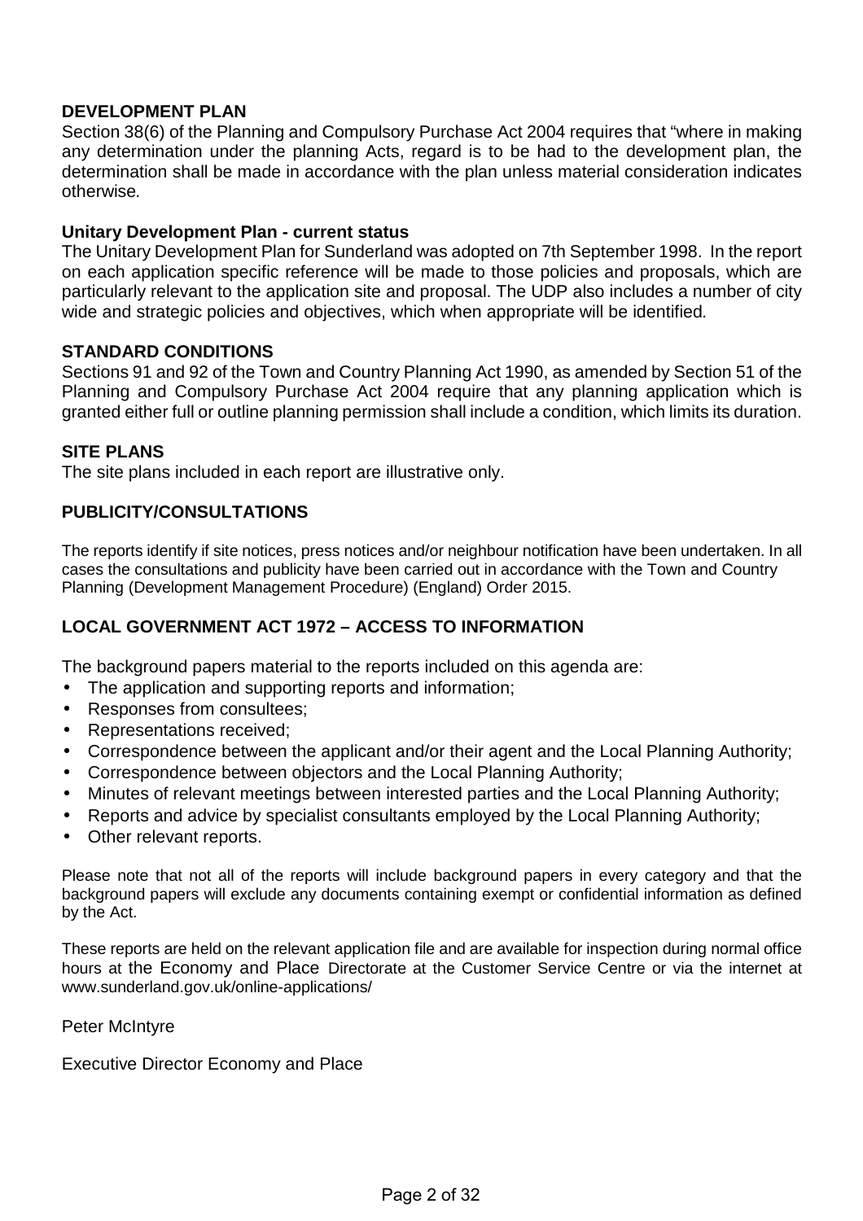## DEVELOPMENT PLAN

Section 38(6) of the Planning and Compulsory Purchase Act 2004 requires that "where in making any determination under the planning Acts, regard is to be had to the development plan, the determination shall be made in accordance with the plan unless material consideration indicates otherwise.

### Unitary Development Plan - current status

The Unitary Development Plan for Sunderland was adopted on 7th September 1998. In the report on each application specific reference will be made to those policies and proposals, which are particularly relevant to the application site and proposal. The UDP also includes a number of city wide and strategic policies and objectives, which when appropriate will be identified.

## STANDARD CONDITIONS

Sections 91 and 92 of the Town and Country Planning Act 1990, as amended by Section 51 of the Planning and Compulsory Purchase Act 2004 require that any planning application which is granted either full or outline planning permission shall include a condition, which limits its duration.

## SITE PLANS

The site plans included in each report are illustrative only.

## PUBLICITY/CONSULTATIONS

The reports identify if site notices, press notices and/or neighbour notification have been undertaken. In all cases the consultations and publicity have been carried out in accordance with the Town and Country Planning (Development Management Procedure) (England) Order 2015.

## LOCAL GOVERNMENT ACT 1972 – ACCESS TO INFORMATION

The background papers material to the reports included on this agenda are:

- The application and supporting reports and information;
- Responses from consultees;
- Representations received;
- Correspondence between the applicant and/or their agent and the Local Planning Authority;
- Correspondence between objectors and the Local Planning Authority;
- Minutes of relevant meetings between interested parties and the Local Planning Authority;
- Reports and advice by specialist consultants employed by the Local Planning Authority;
- Other relevant reports.

Please note that not all of the reports will include background papers in every category and that the background papers will exclude any documents containing exempt or confidential information as defined by the Act.

These reports are held on the relevant application file and are available for inspection during normal office hours at the Economy and Place Directorate at the Customer Service Centre or via the internet at www.sunderland.gov.uk/online-applications/

Peter McIntyre

Executive Director Economy and Place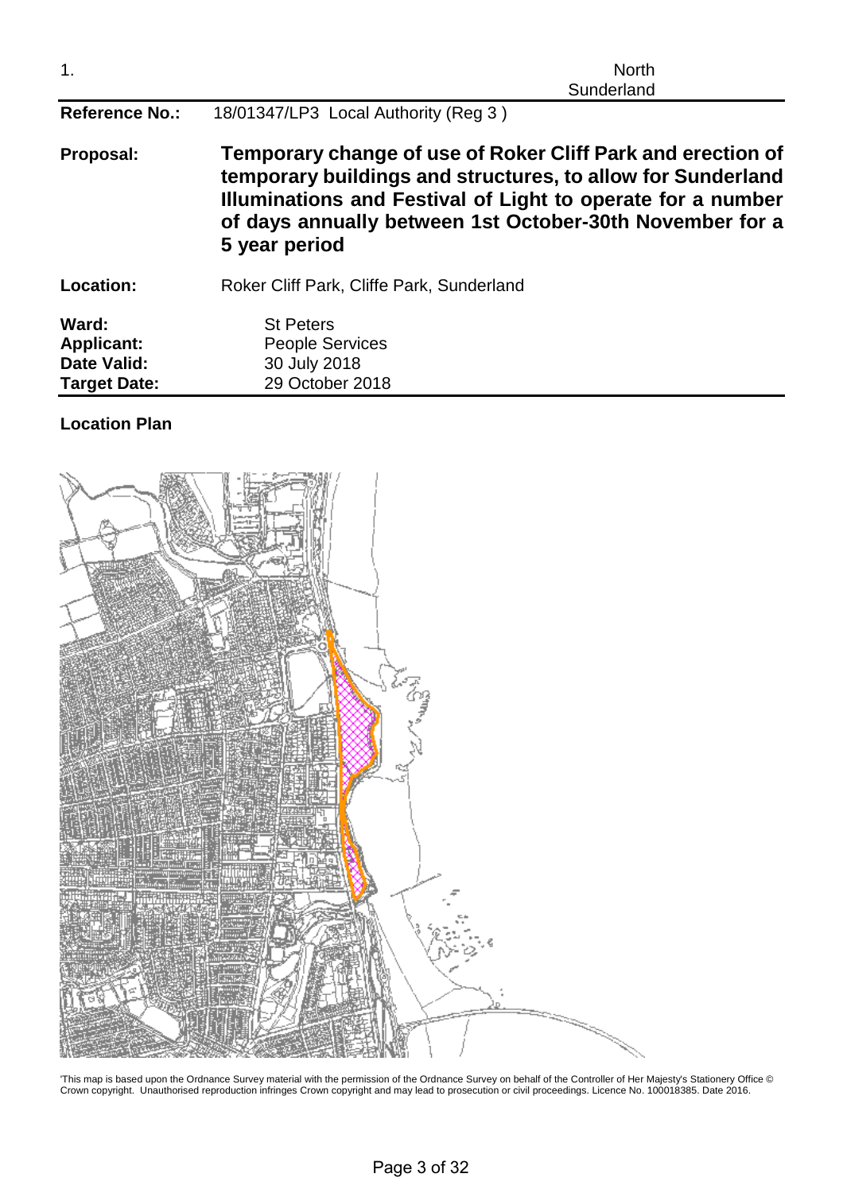1. North Sunderland

| | |
|---|---|
| **Reference No.:** | 18/01347/LP3 Local Authority (Reg 3 ) |
| **Proposal:** | **Temporary change of use of Roker Cliff Park and erection of temporary buildings and structures, to allow for Sunderland Illuminations and Festival of Light to operate for a number of days annually between 1st October-30th November for a 5 year period** |
| **Location:** | Roker Cliff Park, Cliffe Park, Sunderland |
| **Ward:** | St Peters |
| **Applicant:** | People Services |
| **Date Valid:** | 30 July 2018 |
| **Target Date:** | 29 October 2018 |

**Location Plan**

'This map is based upon the Ordnance Survey material with the permission of the Ordnance Survey on behalf of the Controller of Her Majesty's Stationery Office © Crown copyright. Unauthorised reproduction infringes Crown copyright and may lead to prosecution or civil proceedings. Licence No. 100018385. Date 2016.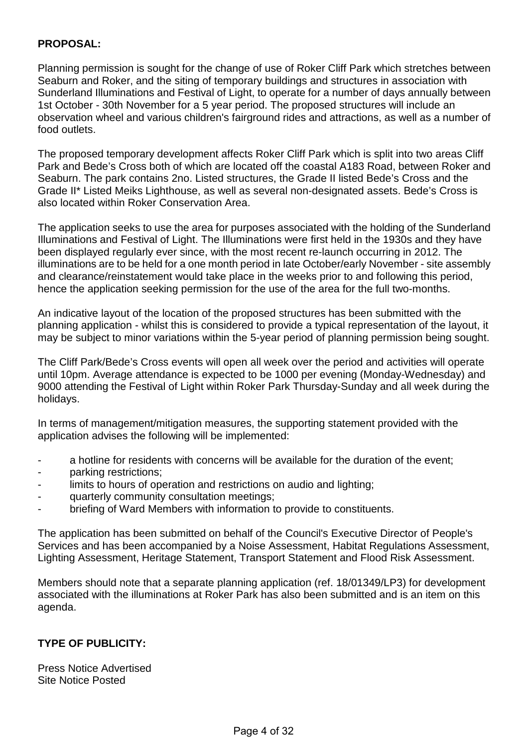**PROPOSAL:**

Planning permission is sought for the change of use of Roker Cliff Park which stretches between Seaburn and Roker, and the siting of temporary buildings and structures in association with Sunderland Illuminations and Festival of Light, to operate for a number of days annually between 1st October - 30th November for a 5 year period. The proposed structures will include an observation wheel and various children's fairground rides and attractions, as well as a number of food outlets.

The proposed temporary development affects Roker Cliff Park which is split into two areas Cliff Park and Bede's Cross both of which are located off the coastal A183 Road, between Roker and Seaburn. The park contains 2no. Listed structures, the Grade II listed Bede's Cross and the Grade II* Listed Meiks Lighthouse, as well as several non-designated assets. Bede's Cross is also located within Roker Conservation Area.

The application seeks to use the area for purposes associated with the holding of the Sunderland Illuminations and Festival of Light. The Illuminations were first held in the 1930s and they have been displayed regularly ever since, with the most recent re-launch occurring in 2012. The illuminations are to be held for a one month period in late October/early November - site assembly and clearance/reinstatement would take place in the weeks prior to and following this period, hence the application seeking permission for the use of the area for the full two-months.

An indicative layout of the location of the proposed structures has been submitted with the planning application - whilst this is considered to provide a typical representation of the layout, it may be subject to minor variations within the 5-year period of planning permission being sought.

The Cliff Park/Bede's Cross events will open all week over the period and activities will operate until 10pm. Average attendance is expected to be 1000 per evening (Monday-Wednesday) and 9000 attending the Festival of Light within Roker Park Thursday-Sunday and all week during the holidays.

In terms of management/mitigation measures, the supporting statement provided with the application advises the following will be implemented:

- a hotline for residents with concerns will be available for the duration of the event;
- parking restrictions;
- limits to hours of operation and restrictions on audio and lighting;
- quarterly community consultation meetings;
- briefing of Ward Members with information to provide to constituents.

The application has been submitted on behalf of the Council's Executive Director of People's Services and has been accompanied by a Noise Assessment, Habitat Regulations Assessment, Lighting Assessment, Heritage Statement, Transport Statement and Flood Risk Assessment.

Members should note that a separate planning application (ref. 18/01349/LP3) for development associated with the illuminations at Roker Park has also been submitted and is an item on this agenda.

**TYPE OF PUBLICITY:**

Press Notice Advertised
Site Notice Posted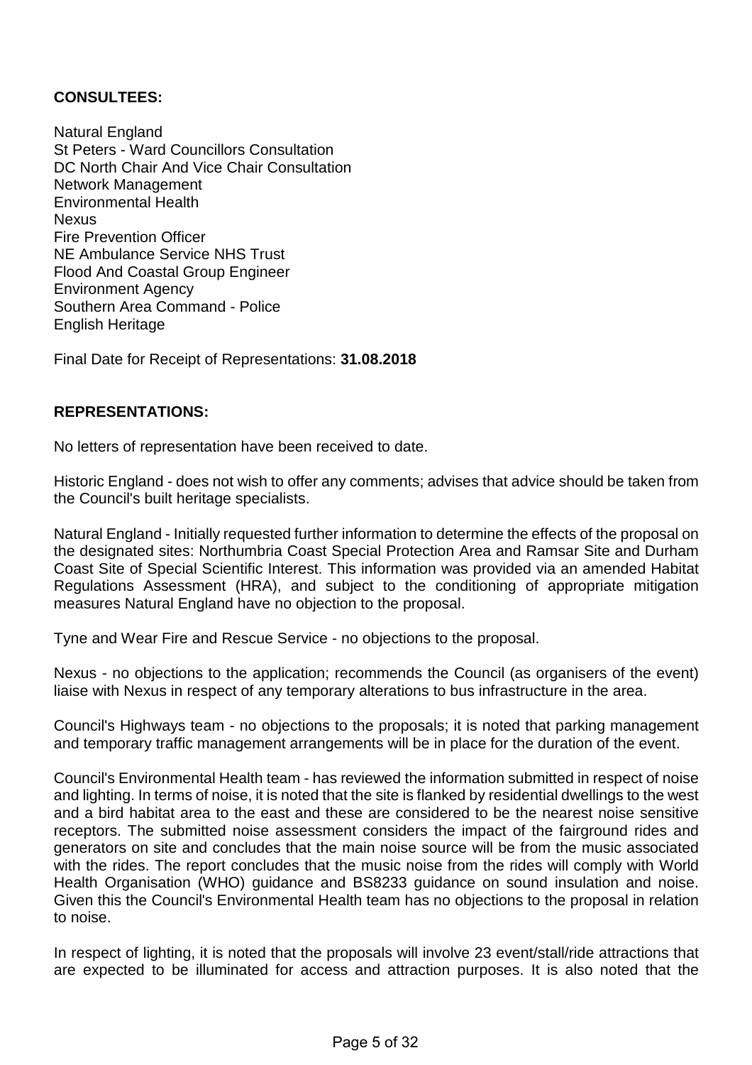**CONSULTEES:**

Natural England
St Peters - Ward Councillors Consultation
DC North Chair And Vice Chair Consultation
Network Management
Environmental Health
Nexus
Fire Prevention Officer
NE Ambulance Service NHS Trust
Flood And Coastal Group Engineer
Environment Agency
Southern Area Command - Police
English Heritage

Final Date for Receipt of Representations: **31.08.2018**

**REPRESENTATIONS:**

No letters of representation have been received to date.

Historic England - does not wish to offer any comments; advises that advice should be taken from the Council's built heritage specialists.

Natural England - Initially requested further information to determine the effects of the proposal on the designated sites: Northumbria Coast Special Protection Area and Ramsar Site and Durham Coast Site of Special Scientific Interest. This information was provided via an amended Habitat Regulations Assessment (HRA), and subject to the conditioning of appropriate mitigation measures Natural England have no objection to the proposal.

Tyne and Wear Fire and Rescue Service - no objections to the proposal.

Nexus - no objections to the application; recommends the Council (as organisers of the event) liaise with Nexus in respect of any temporary alterations to bus infrastructure in the area.

Council's Highways team - no objections to the proposals; it is noted that parking management and temporary traffic management arrangements will be in place for the duration of the event.

Council's Environmental Health team - has reviewed the information submitted in respect of noise and lighting. In terms of noise, it is noted that the site is flanked by residential dwellings to the west and a bird habitat area to the east and these are considered to be the nearest noise sensitive receptors. The submitted noise assessment considers the impact of the fairground rides and generators on site and concludes that the main noise source will be from the music associated with the rides. The report concludes that the music noise from the rides will comply with World Health Organisation (WHO) guidance and BS8233 guidance on sound insulation and noise. Given this the Council's Environmental Health team has no objections to the proposal in relation to noise.

In respect of lighting, it is noted that the proposals will involve 23 event/stall/ride attractions that are expected to be illuminated for access and attraction purposes. It is also noted that the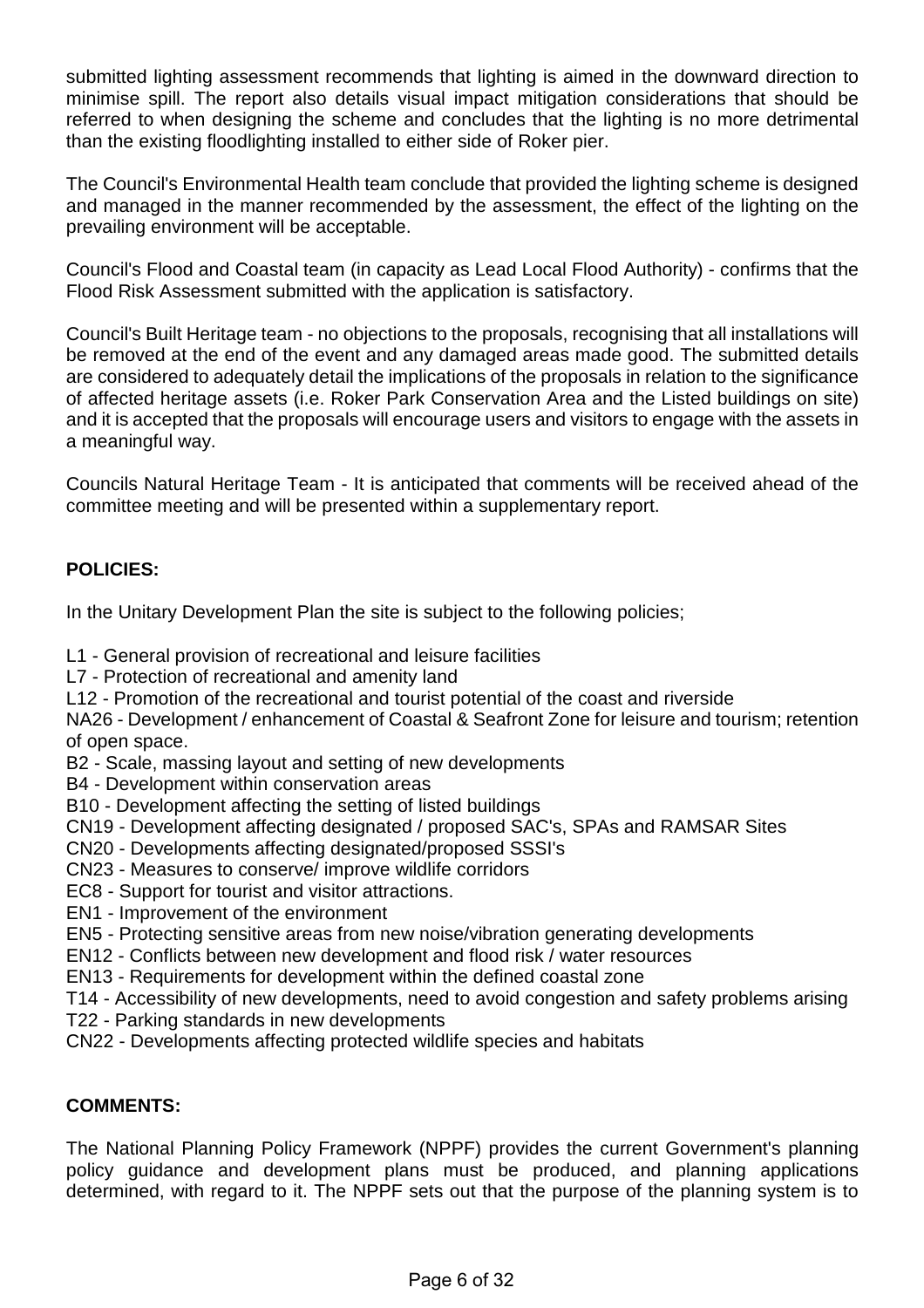submitted lighting assessment recommends that lighting is aimed in the downward direction to minimise spill. The report also details visual impact mitigation considerations that should be referred to when designing the scheme and concludes that the lighting is no more detrimental than the existing floodlighting installed to either side of Roker pier.

The Council's Environmental Health team conclude that provided the lighting scheme is designed and managed in the manner recommended by the assessment, the effect of the lighting on the prevailing environment will be acceptable.

Council's Flood and Coastal team (in capacity as Lead Local Flood Authority) - confirms that the Flood Risk Assessment submitted with the application is satisfactory.

Council's Built Heritage team - no objections to the proposals, recognising that all installations will be removed at the end of the event and any damaged areas made good. The submitted details are considered to adequately detail the implications of the proposals in relation to the significance of affected heritage assets (i.e. Roker Park Conservation Area and the Listed buildings on site) and it is accepted that the proposals will encourage users and visitors to engage with the assets in a meaningful way.

Councils Natural Heritage Team - It is anticipated that comments will be received ahead of the committee meeting and will be presented within a supplementary report.

**POLICIES:**

In the Unitary Development Plan the site is subject to the following policies;

L1 - General provision of recreational and leisure facilities
L7 - Protection of recreational and amenity land
L12 - Promotion of the recreational and tourist potential of the coast and riverside
NA26 - Development / enhancement of Coastal & Seafront Zone for leisure and tourism; retention of open space.
B2 - Scale, massing layout and setting of new developments
B4 - Development within conservation areas
B10 - Development affecting the setting of listed buildings
CN19 - Development affecting designated / proposed SAC's, SPAs and RAMSAR Sites
CN20 - Developments affecting designated/proposed SSSI's
CN23 - Measures to conserve/ improve wildlife corridors
EC8 - Support for tourist and visitor attractions.
EN1 - Improvement of the environment
EN5 - Protecting sensitive areas from new noise/vibration generating developments
EN12 - Conflicts between new development and flood risk / water resources
EN13 - Requirements for development within the defined coastal zone
T14 - Accessibility of new developments, need to avoid congestion and safety problems arising
T22 - Parking standards in new developments
CN22 - Developments affecting protected wildlife species and habitats

**COMMENTS:**

The National Planning Policy Framework (NPPF) provides the current Government's planning policy guidance and development plans must be produced, and planning applications determined, with regard to it. The NPPF sets out that the purpose of the planning system is to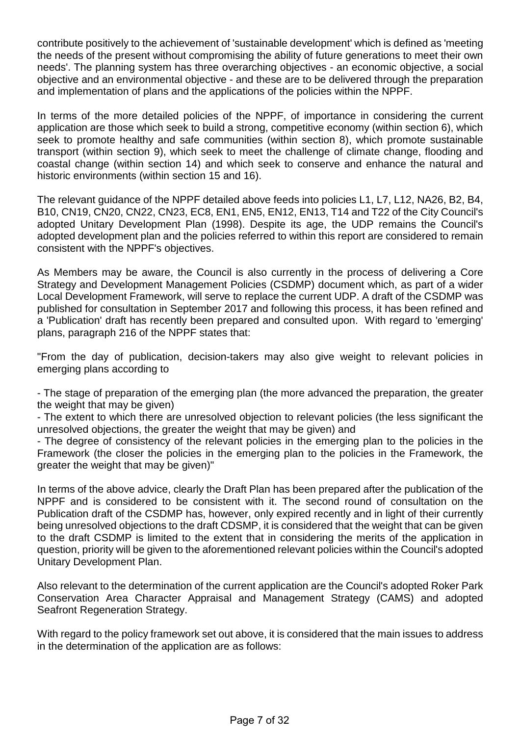contribute positively to the achievement of 'sustainable development' which is defined as 'meeting the needs of the present without compromising the ability of future generations to meet their own needs'. The planning system has three overarching objectives - an economic objective, a social objective and an environmental objective - and these are to be delivered through the preparation and implementation of plans and the applications of the policies within the NPPF.

In terms of the more detailed policies of the NPPF, of importance in considering the current application are those which seek to build a strong, competitive economy (within section 6), which seek to promote healthy and safe communities (within section 8), which promote sustainable transport (within section 9), which seek to meet the challenge of climate change, flooding and coastal change (within section 14) and which seek to conserve and enhance the natural and historic environments (within section 15 and 16).

The relevant guidance of the NPPF detailed above feeds into policies L1, L7, L12, NA26, B2, B4, B10, CN19, CN20, CN22, CN23, EC8, EN1, EN5, EN12, EN13, T14 and T22 of the City Council's adopted Unitary Development Plan (1998). Despite its age, the UDP remains the Council's adopted development plan and the policies referred to within this report are considered to remain consistent with the NPPF's objectives.

As Members may be aware, the Council is also currently in the process of delivering a Core Strategy and Development Management Policies (CSDMP) document which, as part of a wider Local Development Framework, will serve to replace the current UDP. A draft of the CSDMP was published for consultation in September 2017 and following this process, it has been refined and a 'Publication' draft has recently been prepared and consulted upon. With regard to 'emerging' plans, paragraph 216 of the NPPF states that:

"From the day of publication, decision-takers may also give weight to relevant policies in emerging plans according to

- The stage of preparation of the emerging plan (the more advanced the preparation, the greater the weight that may be given)
- The extent to which there are unresolved objection to relevant policies (the less significant the unresolved objections, the greater the weight that may be given) and
- The degree of consistency of the relevant policies in the emerging plan to the policies in the Framework (the closer the policies in the emerging plan to the policies in the Framework, the greater the weight that may be given)"

In terms of the above advice, clearly the Draft Plan has been prepared after the publication of the NPPF and is considered to be consistent with it. The second round of consultation on the Publication draft of the CSDMP has, however, only expired recently and in light of their currently being unresolved objections to the draft CDSMP, it is considered that the weight that can be given to the draft CSDMP is limited to the extent that in considering the merits of the application in question, priority will be given to the aforementioned relevant policies within the Council's adopted Unitary Development Plan.

Also relevant to the determination of the current application are the Council's adopted Roker Park Conservation Area Character Appraisal and Management Strategy (CAMS) and adopted Seafront Regeneration Strategy.

With regard to the policy framework set out above, it is considered that the main issues to address in the determination of the application are as follows: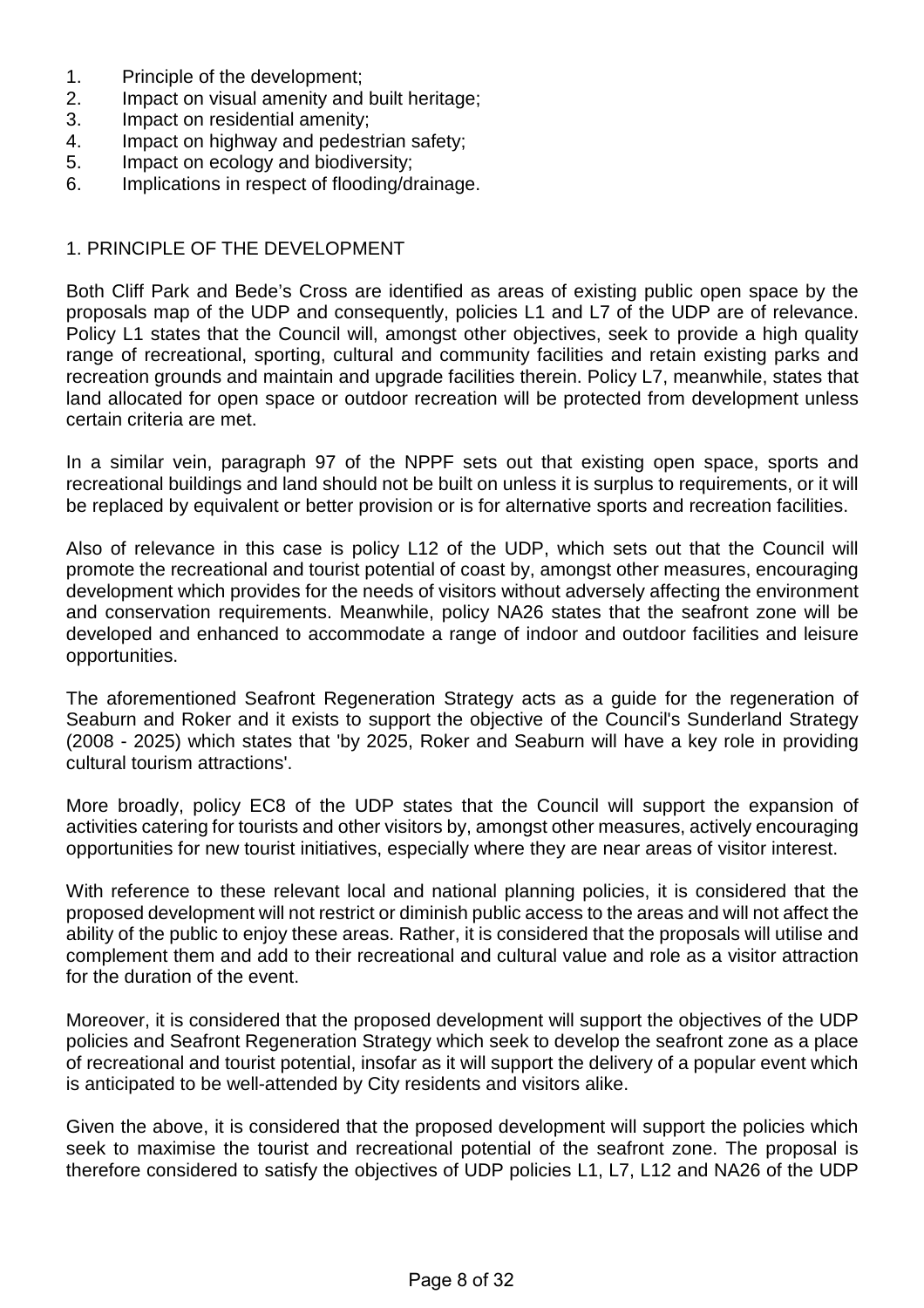1. Principle of the development;
2. Impact on visual amenity and built heritage;
3. Impact on residential amenity;
4. Impact on highway and pedestrian safety;
5. Impact on ecology and biodiversity;
6. Implications in respect of flooding/drainage.

## 1. PRINCIPLE OF THE DEVELOPMENT

Both Cliff Park and Bede's Cross are identified as areas of existing public open space by the proposals map of the UDP and consequently, policies L1 and L7 of the UDP are of relevance. Policy L1 states that the Council will, amongst other objectives, seek to provide a high quality range of recreational, sporting, cultural and community facilities and retain existing parks and recreation grounds and maintain and upgrade facilities therein. Policy L7, meanwhile, states that land allocated for open space or outdoor recreation will be protected from development unless certain criteria are met.

In a similar vein, paragraph 97 of the NPPF sets out that existing open space, sports and recreational buildings and land should not be built on unless it is surplus to requirements, or it will be replaced by equivalent or better provision or is for alternative sports and recreation facilities.

Also of relevance in this case is policy L12 of the UDP, which sets out that the Council will promote the recreational and tourist potential of coast by, amongst other measures, encouraging development which provides for the needs of visitors without adversely affecting the environment and conservation requirements. Meanwhile, policy NA26 states that the seafront zone will be developed and enhanced to accommodate a range of indoor and outdoor facilities and leisure opportunities.

The aforementioned Seafront Regeneration Strategy acts as a guide for the regeneration of Seaburn and Roker and it exists to support the objective of the Council's Sunderland Strategy (2008 - 2025) which states that 'by 2025, Roker and Seaburn will have a key role in providing cultural tourism attractions'.

More broadly, policy EC8 of the UDP states that the Council will support the expansion of activities catering for tourists and other visitors by, amongst other measures, actively encouraging opportunities for new tourist initiatives, especially where they are near areas of visitor interest.

With reference to these relevant local and national planning policies, it is considered that the proposed development will not restrict or diminish public access to the areas and will not affect the ability of the public to enjoy these areas. Rather, it is considered that the proposals will utilise and complement them and add to their recreational and cultural value and role as a visitor attraction for the duration of the event.

Moreover, it is considered that the proposed development will support the objectives of the UDP policies and Seafront Regeneration Strategy which seek to develop the seafront zone as a place of recreational and tourist potential, insofar as it will support the delivery of a popular event which is anticipated to be well-attended by City residents and visitors alike.

Given the above, it is considered that the proposed development will support the policies which seek to maximise the tourist and recreational potential of the seafront zone. The proposal is therefore considered to satisfy the objectives of UDP policies L1, L7, L12 and NA26 of the UDP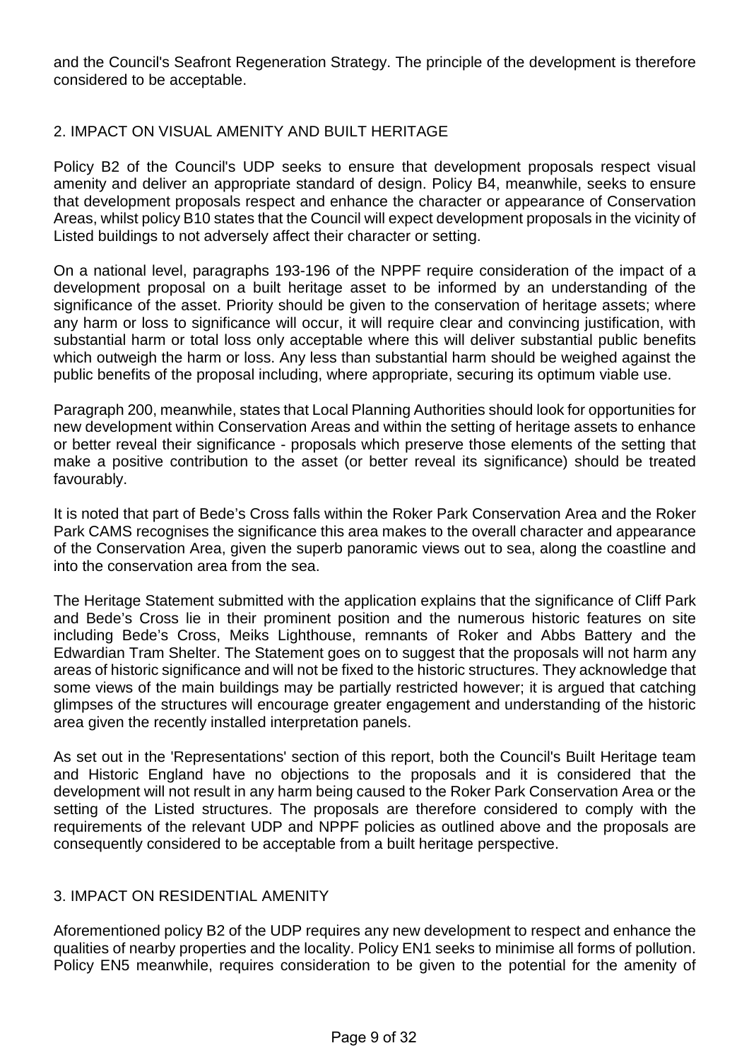and the Council's Seafront Regeneration Strategy. The principle of the development is therefore considered to be acceptable.

## 2. IMPACT ON VISUAL AMENITY AND BUILT HERITAGE

Policy B2 of the Council's UDP seeks to ensure that development proposals respect visual amenity and deliver an appropriate standard of design. Policy B4, meanwhile, seeks to ensure that development proposals respect and enhance the character or appearance of Conservation Areas, whilst policy B10 states that the Council will expect development proposals in the vicinity of Listed buildings to not adversely affect their character or setting.

On a national level, paragraphs 193-196 of the NPPF require consideration of the impact of a development proposal on a built heritage asset to be informed by an understanding of the significance of the asset. Priority should be given to the conservation of heritage assets; where any harm or loss to significance will occur, it will require clear and convincing justification, with substantial harm or total loss only acceptable where this will deliver substantial public benefits which outweigh the harm or loss. Any less than substantial harm should be weighed against the public benefits of the proposal including, where appropriate, securing its optimum viable use.

Paragraph 200, meanwhile, states that Local Planning Authorities should look for opportunities for new development within Conservation Areas and within the setting of heritage assets to enhance or better reveal their significance - proposals which preserve those elements of the setting that make a positive contribution to the asset (or better reveal its significance) should be treated favourably.

It is noted that part of Bede's Cross falls within the Roker Park Conservation Area and the Roker Park CAMS recognises the significance this area makes to the overall character and appearance of the Conservation Area, given the superb panoramic views out to sea, along the coastline and into the conservation area from the sea.

The Heritage Statement submitted with the application explains that the significance of Cliff Park and Bede's Cross lie in their prominent position and the numerous historic features on site including Bede's Cross, Meiks Lighthouse, remnants of Roker and Abbs Battery and the Edwardian Tram Shelter. The Statement goes on to suggest that the proposals will not harm any areas of historic significance and will not be fixed to the historic structures. They acknowledge that some views of the main buildings may be partially restricted however; it is argued that catching glimpses of the structures will encourage greater engagement and understanding of the historic area given the recently installed interpretation panels.

As set out in the 'Representations' section of this report, both the Council's Built Heritage team and Historic England have no objections to the proposals and it is considered that the development will not result in any harm being caused to the Roker Park Conservation Area or the setting of the Listed structures. The proposals are therefore considered to comply with the requirements of the relevant UDP and NPPF policies as outlined above and the proposals are consequently considered to be acceptable from a built heritage perspective.

## 3. IMPACT ON RESIDENTIAL AMENITY

Aforementioned policy B2 of the UDP requires any new development to respect and enhance the qualities of nearby properties and the locality. Policy EN1 seeks to minimise all forms of pollution. Policy EN5 meanwhile, requires consideration to be given to the potential for the amenity of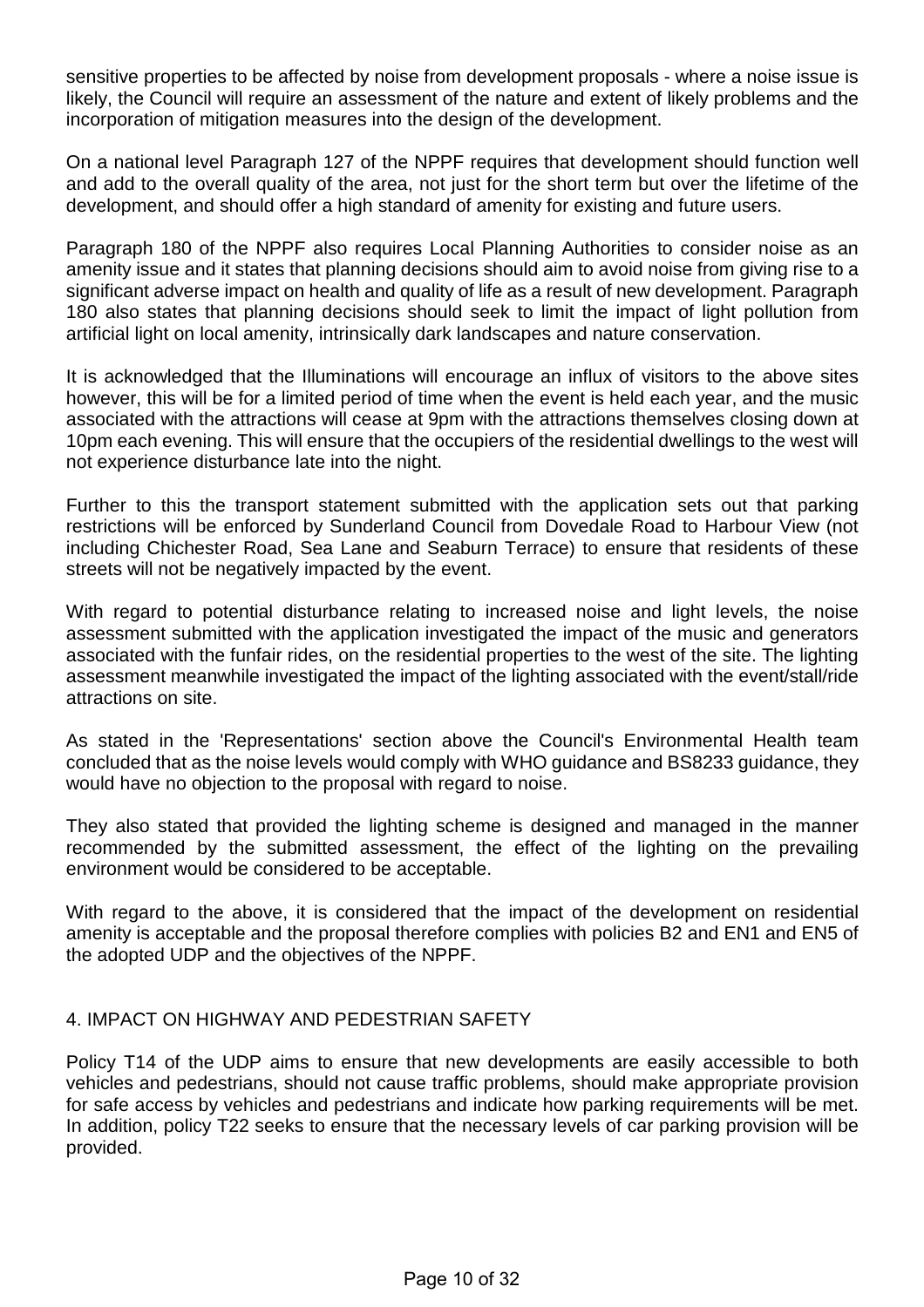sensitive properties to be affected by noise from development proposals - where a noise issue is likely, the Council will require an assessment of the nature and extent of likely problems and the incorporation of mitigation measures into the design of the development.

On a national level Paragraph 127 of the NPPF requires that development should function well and add to the overall quality of the area, not just for the short term but over the lifetime of the development, and should offer a high standard of amenity for existing and future users.

Paragraph 180 of the NPPF also requires Local Planning Authorities to consider noise as an amenity issue and it states that planning decisions should aim to avoid noise from giving rise to a significant adverse impact on health and quality of life as a result of new development. Paragraph 180 also states that planning decisions should seek to limit the impact of light pollution from artificial light on local amenity, intrinsically dark landscapes and nature conservation.

It is acknowledged that the Illuminations will encourage an influx of visitors to the above sites however, this will be for a limited period of time when the event is held each year, and the music associated with the attractions will cease at 9pm with the attractions themselves closing down at 10pm each evening. This will ensure that the occupiers of the residential dwellings to the west will not experience disturbance late into the night.

Further to this the transport statement submitted with the application sets out that parking restrictions will be enforced by Sunderland Council from Dovedale Road to Harbour View (not including Chichester Road, Sea Lane and Seaburn Terrace) to ensure that residents of these streets will not be negatively impacted by the event.

With regard to potential disturbance relating to increased noise and light levels, the noise assessment submitted with the application investigated the impact of the music and generators associated with the funfair rides, on the residential properties to the west of the site. The lighting assessment meanwhile investigated the impact of the lighting associated with the event/stall/ride attractions on site.

As stated in the 'Representations' section above the Council's Environmental Health team concluded that as the noise levels would comply with WHO guidance and BS8233 guidance, they would have no objection to the proposal with regard to noise.

They also stated that provided the lighting scheme is designed and managed in the manner recommended by the submitted assessment, the effect of the lighting on the prevailing environment would be considered to be acceptable.

With regard to the above, it is considered that the impact of the development on residential amenity is acceptable and the proposal therefore complies with policies B2 and EN1 and EN5 of the adopted UDP and the objectives of the NPPF.

## 4. IMPACT ON HIGHWAY AND PEDESTRIAN SAFETY

Policy T14 of the UDP aims to ensure that new developments are easily accessible to both vehicles and pedestrians, should not cause traffic problems, should make appropriate provision for safe access by vehicles and pedestrians and indicate how parking requirements will be met. In addition, policy T22 seeks to ensure that the necessary levels of car parking provision will be provided.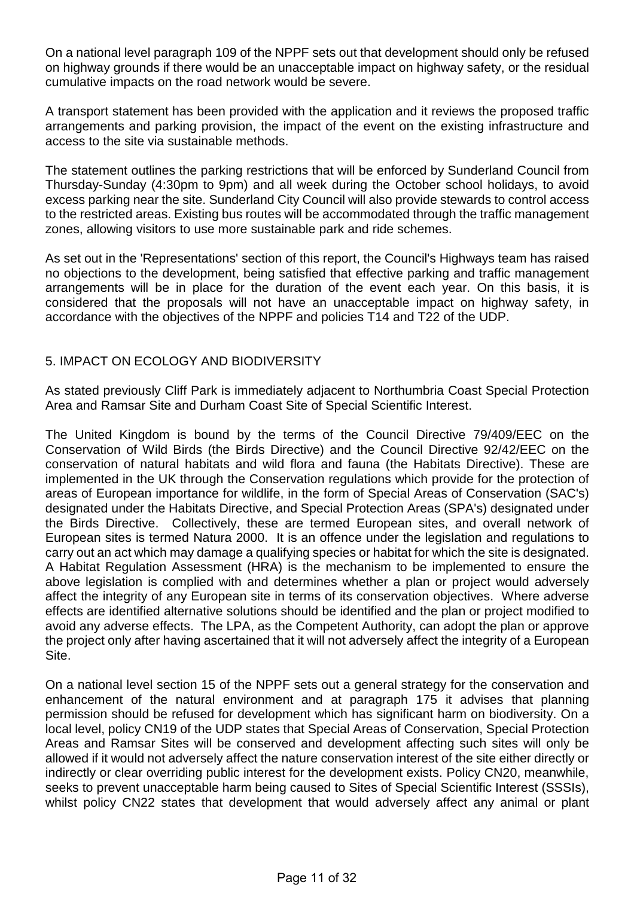On a national level paragraph 109 of the NPPF sets out that development should only be refused on highway grounds if there would be an unacceptable impact on highway safety, or the residual cumulative impacts on the road network would be severe.

A transport statement has been provided with the application and it reviews the proposed traffic arrangements and parking provision, the impact of the event on the existing infrastructure and access to the site via sustainable methods.

The statement outlines the parking restrictions that will be enforced by Sunderland Council from Thursday-Sunday (4:30pm to 9pm) and all week during the October school holidays, to avoid excess parking near the site. Sunderland City Council will also provide stewards to control access to the restricted areas. Existing bus routes will be accommodated through the traffic management zones, allowing visitors to use more sustainable park and ride schemes.

As set out in the 'Representations' section of this report, the Council's Highways team has raised no objections to the development, being satisfied that effective parking and traffic management arrangements will be in place for the duration of the event each year. On this basis, it is considered that the proposals will not have an unacceptable impact on highway safety, in accordance with the objectives of the NPPF and policies T14 and T22 of the UDP.

## 5. IMPACT ON ECOLOGY AND BIODIVERSITY

As stated previously Cliff Park is immediately adjacent to Northumbria Coast Special Protection Area and Ramsar Site and Durham Coast Site of Special Scientific Interest.

The United Kingdom is bound by the terms of the Council Directive 79/409/EEC on the Conservation of Wild Birds (the Birds Directive) and the Council Directive 92/42/EEC on the conservation of natural habitats and wild flora and fauna (the Habitats Directive). These are implemented in the UK through the Conservation regulations which provide for the protection of areas of European importance for wildlife, in the form of Special Areas of Conservation (SAC's) designated under the Habitats Directive, and Special Protection Areas (SPA's) designated under the Birds Directive. Collectively, these are termed European sites, and overall network of European sites is termed Natura 2000. It is an offence under the legislation and regulations to carry out an act which may damage a qualifying species or habitat for which the site is designated. A Habitat Regulation Assessment (HRA) is the mechanism to be implemented to ensure the above legislation is complied with and determines whether a plan or project would adversely affect the integrity of any European site in terms of its conservation objectives. Where adverse effects are identified alternative solutions should be identified and the plan or project modified to avoid any adverse effects. The LPA, as the Competent Authority, can adopt the plan or approve the project only after having ascertained that it will not adversely affect the integrity of a European Site.

On a national level section 15 of the NPPF sets out a general strategy for the conservation and enhancement of the natural environment and at paragraph 175 it advises that planning permission should be refused for development which has significant harm on biodiversity. On a local level, policy CN19 of the UDP states that Special Areas of Conservation, Special Protection Areas and Ramsar Sites will be conserved and development affecting such sites will only be allowed if it would not adversely affect the nature conservation interest of the site either directly or indirectly or clear overriding public interest for the development exists. Policy CN20, meanwhile, seeks to prevent unacceptable harm being caused to Sites of Special Scientific Interest (SSSIs), whilst policy CN22 states that development that would adversely affect any animal or plant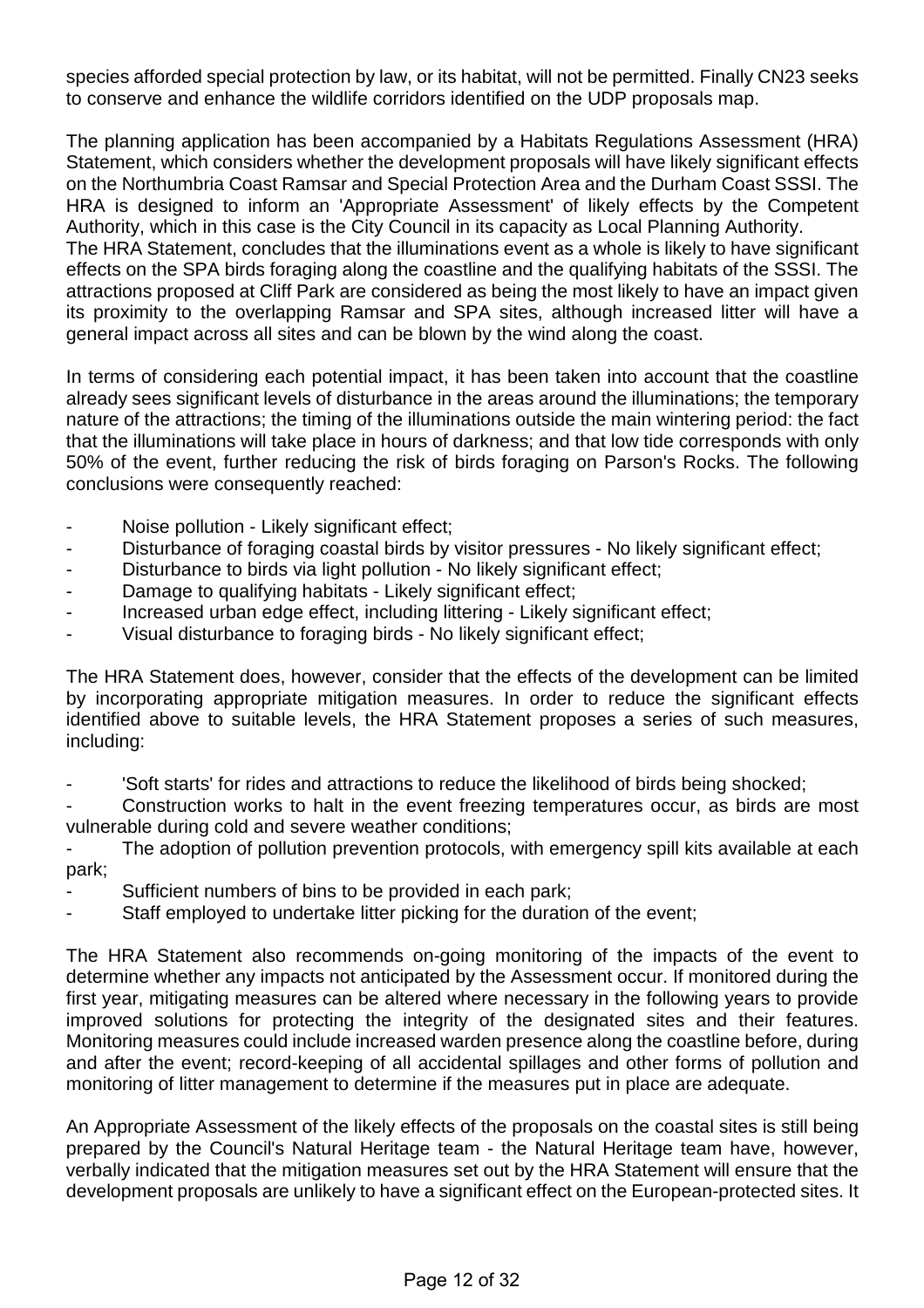species afforded special protection by law, or its habitat, will not be permitted. Finally CN23 seeks to conserve and enhance the wildlife corridors identified on the UDP proposals map.

The planning application has been accompanied by a Habitats Regulations Assessment (HRA) Statement, which considers whether the development proposals will have likely significant effects on the Northumbria Coast Ramsar and Special Protection Area and the Durham Coast SSSI. The HRA is designed to inform an 'Appropriate Assessment' of likely effects by the Competent Authority, which in this case is the City Council in its capacity as Local Planning Authority.
The HRA Statement, concludes that the illuminations event as a whole is likely to have significant effects on the SPA birds foraging along the coastline and the qualifying habitats of the SSSI. The attractions proposed at Cliff Park are considered as being the most likely to have an impact given its proximity to the overlapping Ramsar and SPA sites, although increased litter will have a general impact across all sites and can be blown by the wind along the coast.

In terms of considering each potential impact, it has been taken into account that the coastline already sees significant levels of disturbance in the areas around the illuminations; the temporary nature of the attractions; the timing of the illuminations outside the main wintering period: the fact that the illuminations will take place in hours of darkness; and that low tide corresponds with only 50% of the event, further reducing the risk of birds foraging on Parson's Rocks. The following conclusions were consequently reached:

- Noise pollution - Likely significant effect;
- Disturbance of foraging coastal birds by visitor pressures - No likely significant effect;
- Disturbance to birds via light pollution - No likely significant effect;
- Damage to qualifying habitats - Likely significant effect;
- Increased urban edge effect, including littering - Likely significant effect;
- Visual disturbance to foraging birds - No likely significant effect;

The HRA Statement does, however, consider that the effects of the development can be limited by incorporating appropriate mitigation measures. In order to reduce the significant effects identified above to suitable levels, the HRA Statement proposes a series of such measures, including:

- 'Soft starts' for rides and attractions to reduce the likelihood of birds being shocked;
- Construction works to halt in the event freezing temperatures occur, as birds are most vulnerable during cold and severe weather conditions;
- The adoption of pollution prevention protocols, with emergency spill kits available at each park;
- Sufficient numbers of bins to be provided in each park;
- Staff employed to undertake litter picking for the duration of the event;

The HRA Statement also recommends on-going monitoring of the impacts of the event to determine whether any impacts not anticipated by the Assessment occur. If monitored during the first year, mitigating measures can be altered where necessary in the following years to provide improved solutions for protecting the integrity of the designated sites and their features. Monitoring measures could include increased warden presence along the coastline before, during and after the event; record-keeping of all accidental spillages and other forms of pollution and monitoring of litter management to determine if the measures put in place are adequate.

An Appropriate Assessment of the likely effects of the proposals on the coastal sites is still being prepared by the Council's Natural Heritage team - the Natural Heritage team have, however, verbally indicated that the mitigation measures set out by the HRA Statement will ensure that the development proposals are unlikely to have a significant effect on the European-protected sites. It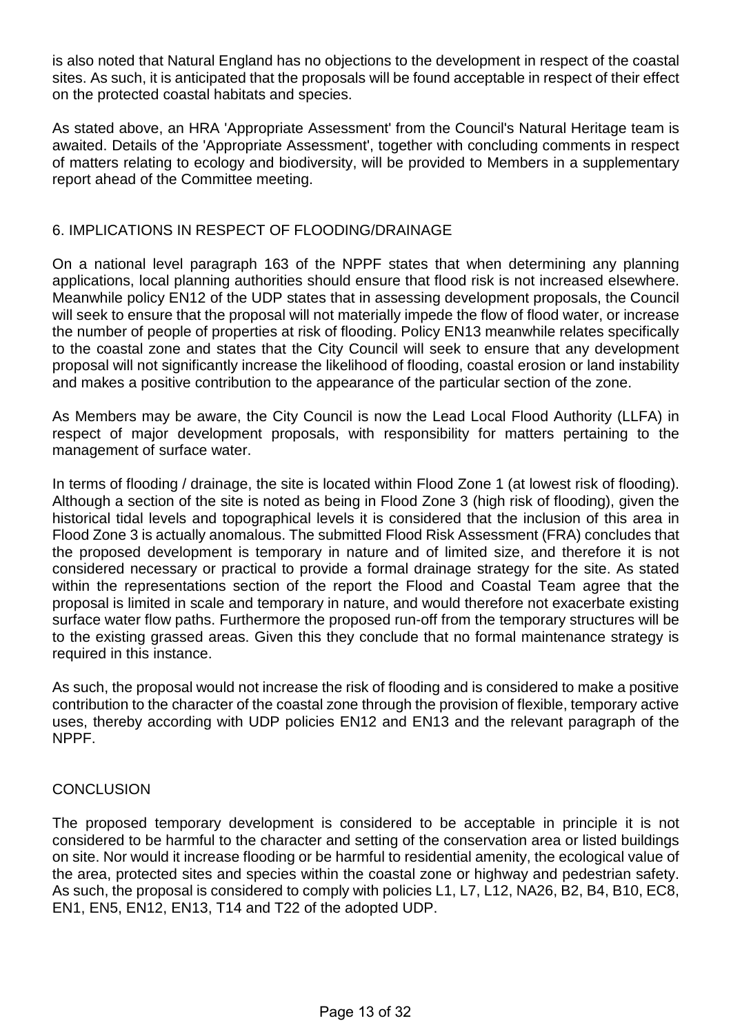is also noted that Natural England has no objections to the development in respect of the coastal sites. As such, it is anticipated that the proposals will be found acceptable in respect of their effect on the protected coastal habitats and species.

As stated above, an HRA 'Appropriate Assessment' from the Council's Natural Heritage team is awaited. Details of the 'Appropriate Assessment', together with concluding comments in respect of matters relating to ecology and biodiversity, will be provided to Members in a supplementary report ahead of the Committee meeting.

## 6. IMPLICATIONS IN RESPECT OF FLOODING/DRAINAGE

On a national level paragraph 163 of the NPPF states that when determining any planning applications, local planning authorities should ensure that flood risk is not increased elsewhere. Meanwhile policy EN12 of the UDP states that in assessing development proposals, the Council will seek to ensure that the proposal will not materially impede the flow of flood water, or increase the number of people of properties at risk of flooding. Policy EN13 meanwhile relates specifically to the coastal zone and states that the City Council will seek to ensure that any development proposal will not significantly increase the likelihood of flooding, coastal erosion or land instability and makes a positive contribution to the appearance of the particular section of the zone.

As Members may be aware, the City Council is now the Lead Local Flood Authority (LLFA) in respect of major development proposals, with responsibility for matters pertaining to the management of surface water.

In terms of flooding / drainage, the site is located within Flood Zone 1 (at lowest risk of flooding). Although a section of the site is noted as being in Flood Zone 3 (high risk of flooding), given the historical tidal levels and topographical levels it is considered that the inclusion of this area in Flood Zone 3 is actually anomalous. The submitted Flood Risk Assessment (FRA) concludes that the proposed development is temporary in nature and of limited size, and therefore it is not considered necessary or practical to provide a formal drainage strategy for the site. As stated within the representations section of the report the Flood and Coastal Team agree that the proposal is limited in scale and temporary in nature, and would therefore not exacerbate existing surface water flow paths. Furthermore the proposed run-off from the temporary structures will be to the existing grassed areas. Given this they conclude that no formal maintenance strategy is required in this instance.

As such, the proposal would not increase the risk of flooding and is considered to make a positive contribution to the character of the coastal zone through the provision of flexible, temporary active uses, thereby according with UDP policies EN12 and EN13 and the relevant paragraph of the NPPF.

## CONCLUSION

The proposed temporary development is considered to be acceptable in principle it is not considered to be harmful to the character and setting of the conservation area or listed buildings on site. Nor would it increase flooding or be harmful to residential amenity, the ecological value of the area, protected sites and species within the coastal zone or highway and pedestrian safety. As such, the proposal is considered to comply with policies L1, L7, L12, NA26, B2, B4, B10, EC8, EN1, EN5, EN12, EN13, T14 and T22 of the adopted UDP.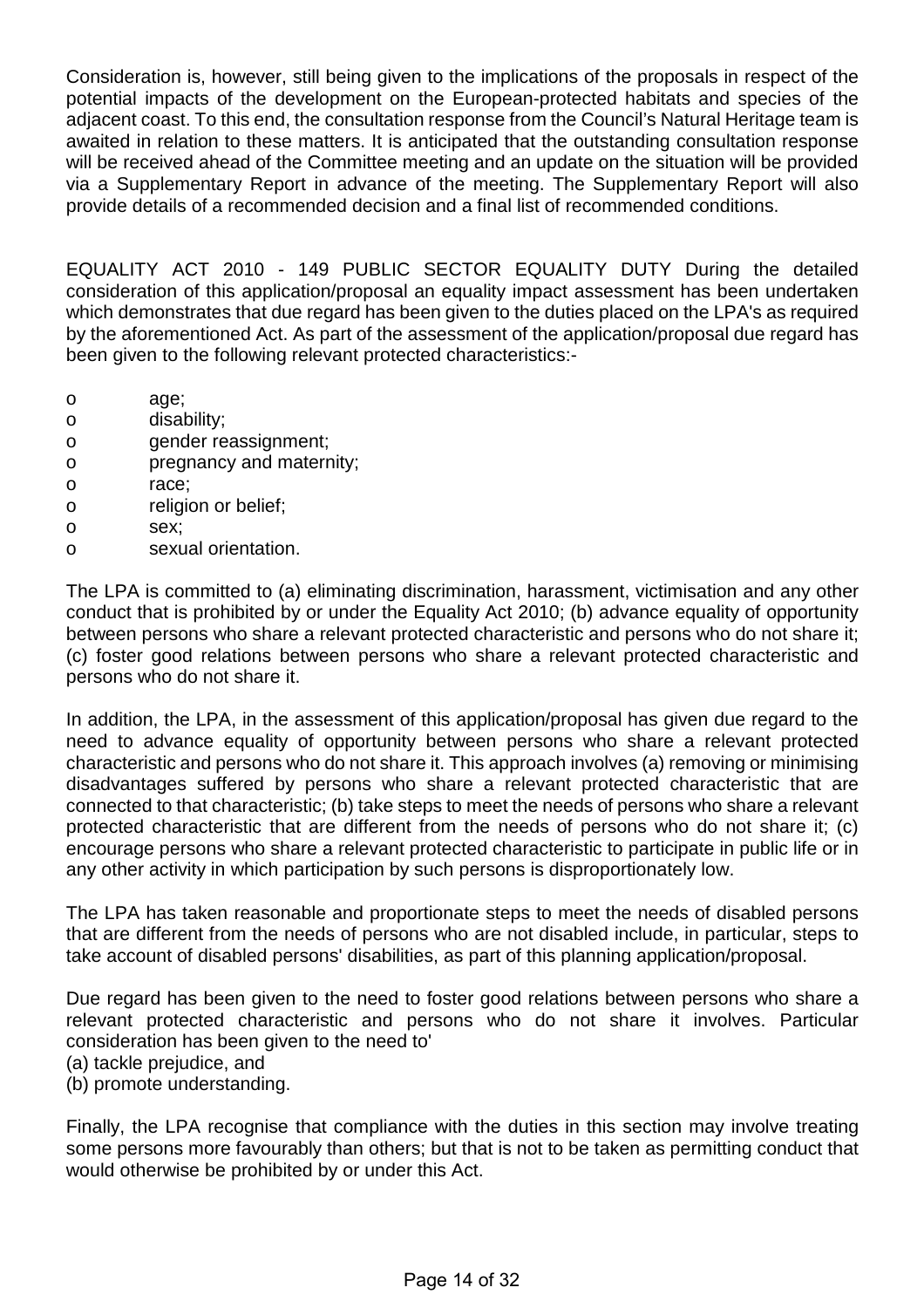Consideration is, however, still being given to the implications of the proposals in respect of the potential impacts of the development on the European-protected habitats and species of the adjacent coast. To this end, the consultation response from the Council's Natural Heritage team is awaited in relation to these matters. It is anticipated that the outstanding consultation response will be received ahead of the Committee meeting and an update on the situation will be provided via a Supplementary Report in advance of the meeting. The Supplementary Report will also provide details of a recommended decision and a final list of recommended conditions.

EQUALITY ACT 2010 - 149 PUBLIC SECTOR EQUALITY DUTY During the detailed consideration of this application/proposal an equality impact assessment has been undertaken which demonstrates that due regard has been given to the duties placed on the LPA's as required by the aforementioned Act. As part of the assessment of the application/proposal due regard has been given to the following relevant protected characteristics:-

- age;
- disability;
- gender reassignment;
- pregnancy and maternity;
- race;
- religion or belief;
- sex;
- sexual orientation.

The LPA is committed to (a) eliminating discrimination, harassment, victimisation and any other conduct that is prohibited by or under the Equality Act 2010; (b) advance equality of opportunity between persons who share a relevant protected characteristic and persons who do not share it; (c) foster good relations between persons who share a relevant protected characteristic and persons who do not share it.

In addition, the LPA, in the assessment of this application/proposal has given due regard to the need to advance equality of opportunity between persons who share a relevant protected characteristic and persons who do not share it. This approach involves (a) removing or minimising disadvantages suffered by persons who share a relevant protected characteristic that are connected to that characteristic; (b) take steps to meet the needs of persons who share a relevant protected characteristic that are different from the needs of persons who do not share it; (c) encourage persons who share a relevant protected characteristic to participate in public life or in any other activity in which participation by such persons is disproportionately low.

The LPA has taken reasonable and proportionate steps to meet the needs of disabled persons that are different from the needs of persons who are not disabled include, in particular, steps to take account of disabled persons' disabilities, as part of this planning application/proposal.

Due regard has been given to the need to foster good relations between persons who share a relevant protected characteristic and persons who do not share it involves. Particular consideration has been given to the need to'
(a) tackle prejudice, and
(b) promote understanding.

Finally, the LPA recognise that compliance with the duties in this section may involve treating some persons more favourably than others; but that is not to be taken as permitting conduct that would otherwise be prohibited by or under this Act.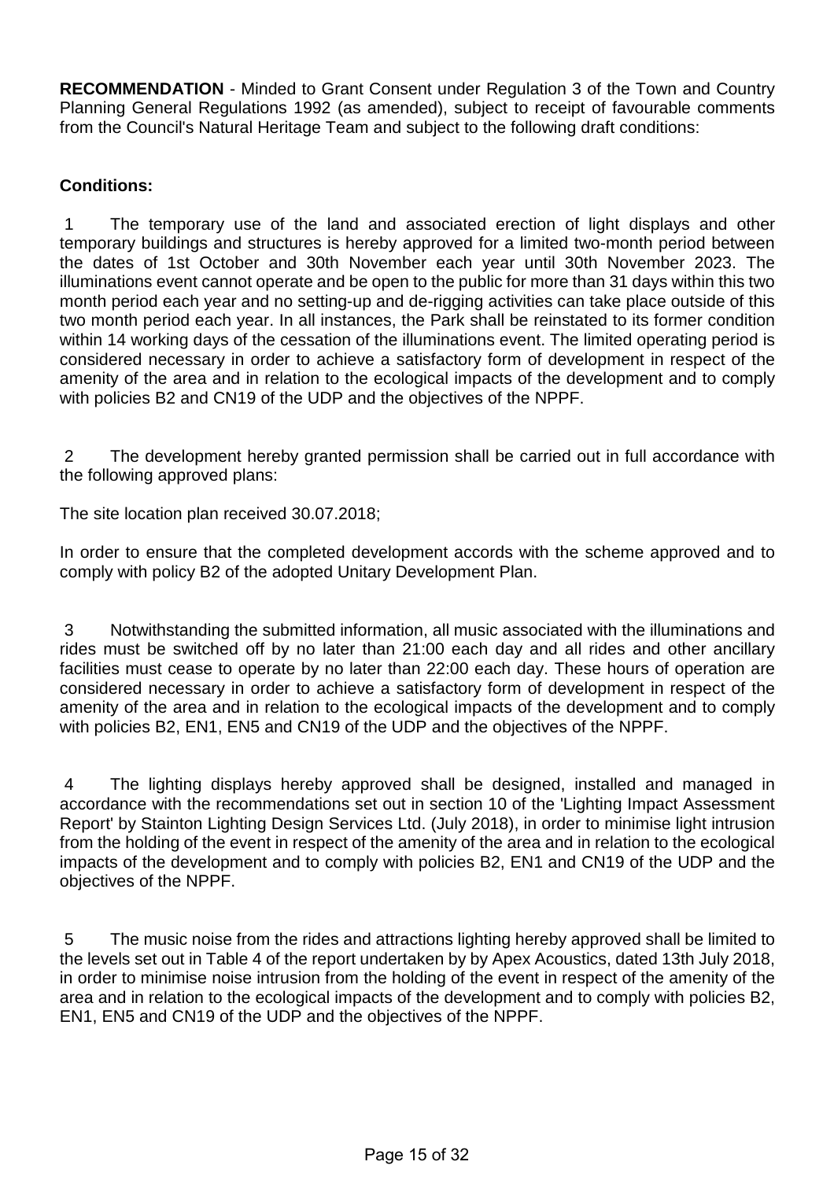**RECOMMENDATION** - Minded to Grant Consent under Regulation 3 of the Town and Country Planning General Regulations 1992 (as amended), subject to receipt of favourable comments from the Council's Natural Heritage Team and subject to the following draft conditions:

**Conditions:**

1 The temporary use of the land and associated erection of light displays and other temporary buildings and structures is hereby approved for a limited two-month period between the dates of 1st October and 30th November each year until 30th November 2023. The illuminations event cannot operate and be open to the public for more than 31 days within this two month period each year and no setting-up and de-rigging activities can take place outside of this two month period each year. In all instances, the Park shall be reinstated to its former condition within 14 working days of the cessation of the illuminations event. The limited operating period is considered necessary in order to achieve a satisfactory form of development in respect of the amenity of the area and in relation to the ecological impacts of the development and to comply with policies B2 and CN19 of the UDP and the objectives of the NPPF.

2 The development hereby granted permission shall be carried out in full accordance with the following approved plans:

The site location plan received 30.07.2018;

In order to ensure that the completed development accords with the scheme approved and to comply with policy B2 of the adopted Unitary Development Plan.

3 Notwithstanding the submitted information, all music associated with the illuminations and rides must be switched off by no later than 21:00 each day and all rides and other ancillary facilities must cease to operate by no later than 22:00 each day. These hours of operation are considered necessary in order to achieve a satisfactory form of development in respect of the amenity of the area and in relation to the ecological impacts of the development and to comply with policies B2, EN1, EN5 and CN19 of the UDP and the objectives of the NPPF.

4 The lighting displays hereby approved shall be designed, installed and managed in accordance with the recommendations set out in section 10 of the 'Lighting Impact Assessment Report' by Stainton Lighting Design Services Ltd. (July 2018), in order to minimise light intrusion from the holding of the event in respect of the amenity of the area and in relation to the ecological impacts of the development and to comply with policies B2, EN1 and CN19 of the UDP and the objectives of the NPPF.

5 The music noise from the rides and attractions lighting hereby approved shall be limited to the levels set out in Table 4 of the report undertaken by by Apex Acoustics, dated 13th July 2018, in order to minimise noise intrusion from the holding of the event in respect of the amenity of the area and in relation to the ecological impacts of the development and to comply with policies B2, EN1, EN5 and CN19 of the UDP and the objectives of the NPPF.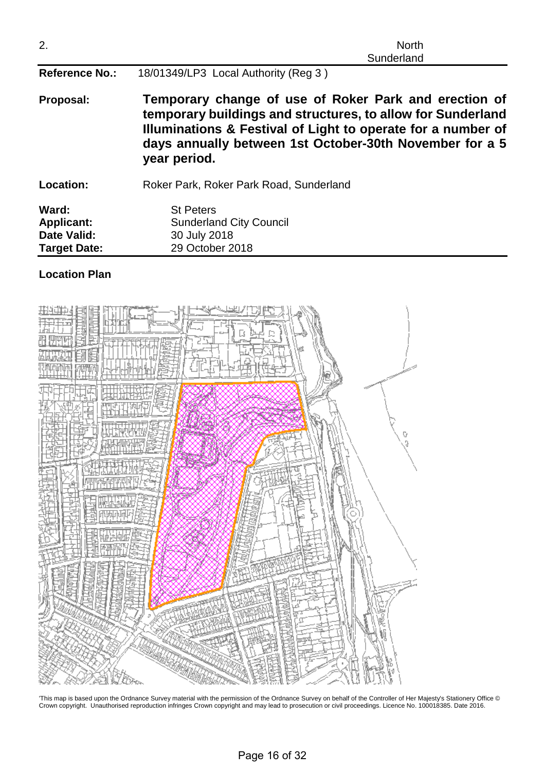2. North Sunderland

| | |
|---|---|
| **Reference No.:** | 18/01349/LP3 Local Authority (Reg 3 ) |
| **Proposal:** | **Temporary change of use of Roker Park and erection of temporary buildings and structures, to allow for Sunderland Illuminations & Festival of Light to operate for a number of days annually between 1st October-30th November for a 5 year period.** |
| **Location:** | Roker Park, Roker Park Road, Sunderland |
| **Ward:** | St Peters |
| **Applicant:** | Sunderland City Council |
| **Date Valid:** | 30 July 2018 |
| **Target Date:** | 29 October 2018 |

**Location Plan**

'This map is based upon the Ordnance Survey material with the permission of the Ordnance Survey on behalf of the Controller of Her Majesty's Stationery Office © Crown copyright. Unauthorised reproduction infringes Crown copyright and may lead to prosecution or civil proceedings. Licence No. 100018385. Date 2016.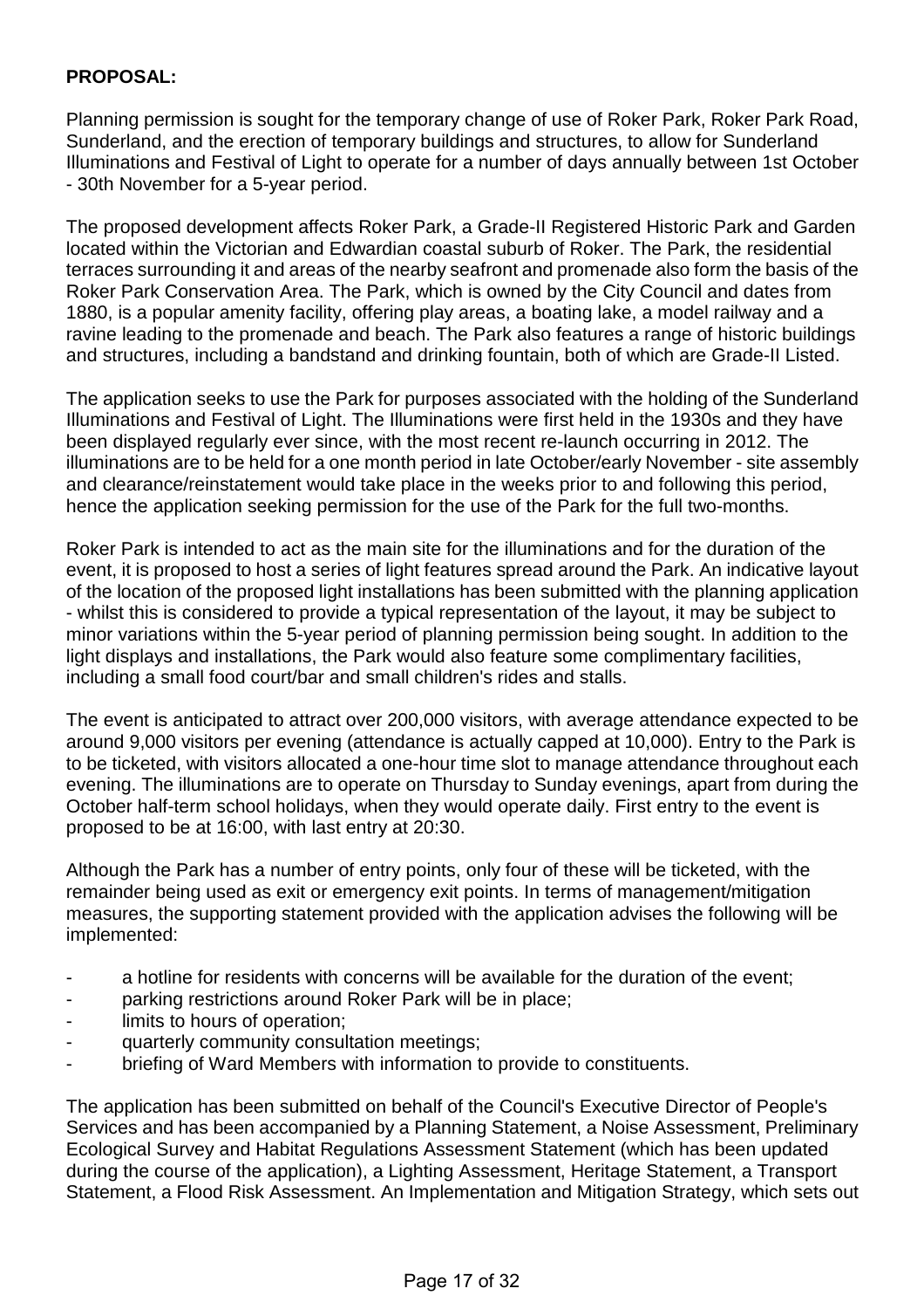**PROPOSAL:**

Planning permission is sought for the temporary change of use of Roker Park, Roker Park Road, Sunderland, and the erection of temporary buildings and structures, to allow for Sunderland Illuminations and Festival of Light to operate for a number of days annually between 1st October - 30th November for a 5-year period.

The proposed development affects Roker Park, a Grade-II Registered Historic Park and Garden located within the Victorian and Edwardian coastal suburb of Roker. The Park, the residential terraces surrounding it and areas of the nearby seafront and promenade also form the basis of the Roker Park Conservation Area. The Park, which is owned by the City Council and dates from 1880, is a popular amenity facility, offering play areas, a boating lake, a model railway and a ravine leading to the promenade and beach. The Park also features a range of historic buildings and structures, including a bandstand and drinking fountain, both of which are Grade-II Listed.

The application seeks to use the Park for purposes associated with the holding of the Sunderland Illuminations and Festival of Light. The Illuminations were first held in the 1930s and they have been displayed regularly ever since, with the most recent re-launch occurring in 2012. The illuminations are to be held for a one month period in late October/early November - site assembly and clearance/reinstatement would take place in the weeks prior to and following this period, hence the application seeking permission for the use of the Park for the full two-months.

Roker Park is intended to act as the main site for the illuminations and for the duration of the event, it is proposed to host a series of light features spread around the Park. An indicative layout of the location of the proposed light installations has been submitted with the planning application - whilst this is considered to provide a typical representation of the layout, it may be subject to minor variations within the 5-year period of planning permission being sought. In addition to the light displays and installations, the Park would also feature some complimentary facilities, including a small food court/bar and small children's rides and stalls.

The event is anticipated to attract over 200,000 visitors, with average attendance expected to be around 9,000 visitors per evening (attendance is actually capped at 10,000). Entry to the Park is to be ticketed, with visitors allocated a one-hour time slot to manage attendance throughout each evening. The illuminations are to operate on Thursday to Sunday evenings, apart from during the October half-term school holidays, when they would operate daily. First entry to the event is proposed to be at 16:00, with last entry at 20:30.

Although the Park has a number of entry points, only four of these will be ticketed, with the remainder being used as exit or emergency exit points. In terms of management/mitigation measures, the supporting statement provided with the application advises the following will be implemented:

- a hotline for residents with concerns will be available for the duration of the event;
- parking restrictions around Roker Park will be in place;
- limits to hours of operation;
- quarterly community consultation meetings;
- briefing of Ward Members with information to provide to constituents.

The application has been submitted on behalf of the Council's Executive Director of People's Services and has been accompanied by a Planning Statement, a Noise Assessment, Preliminary Ecological Survey and Habitat Regulations Assessment Statement (which has been updated during the course of the application), a Lighting Assessment, Heritage Statement, a Transport Statement, a Flood Risk Assessment. An Implementation and Mitigation Strategy, which sets out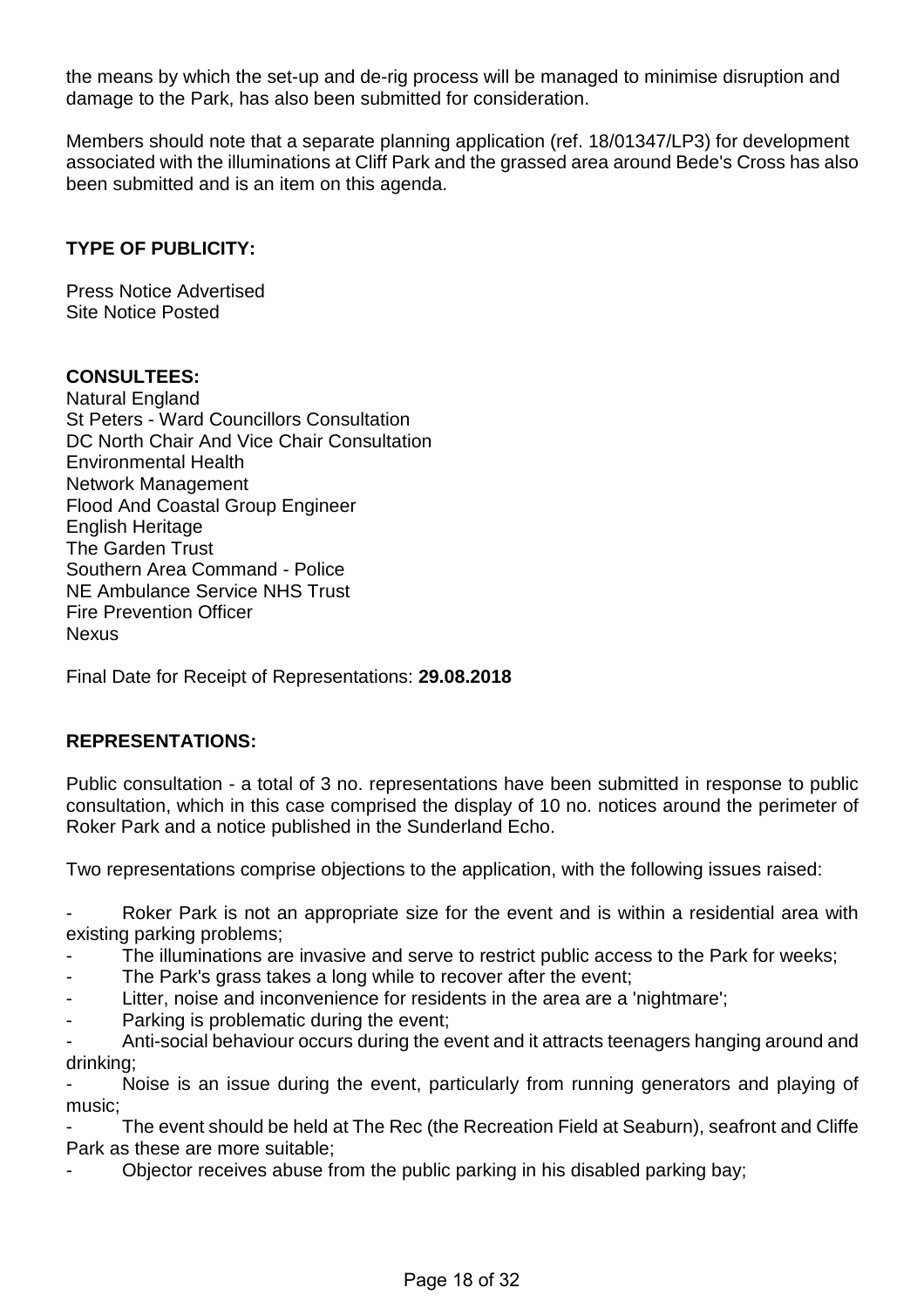the means by which the set-up and de-rig process will be managed to minimise disruption and damage to the Park, has also been submitted for consideration.

Members should note that a separate planning application (ref. 18/01347/LP3) for development associated with the illuminations at Cliff Park and the grassed area around Bede's Cross has also been submitted and is an item on this agenda.

**TYPE OF PUBLICITY:**

Press Notice Advertised
Site Notice Posted

**CONSULTEES:**

Natural England
St Peters - Ward Councillors Consultation
DC North Chair And Vice Chair Consultation
Environmental Health
Network Management
Flood And Coastal Group Engineer
English Heritage
The Garden Trust
Southern Area Command - Police
NE Ambulance Service NHS Trust
Fire Prevention Officer
Nexus

Final Date for Receipt of Representations: **29.08.2018**

**REPRESENTATIONS:**

Public consultation - a total of 3 no. representations have been submitted in response to public consultation, which in this case comprised the display of 10 no. notices around the perimeter of Roker Park and a notice published in the Sunderland Echo.

Two representations comprise objections to the application, with the following issues raised:

- Roker Park is not an appropriate size for the event and is within a residential area with existing parking problems;
- The illuminations are invasive and serve to restrict public access to the Park for weeks;
- The Park's grass takes a long while to recover after the event;
- Litter, noise and inconvenience for residents in the area are a 'nightmare';
- Parking is problematic during the event;
- Anti-social behaviour occurs during the event and it attracts teenagers hanging around and drinking;
- Noise is an issue during the event, particularly from running generators and playing of music;
- The event should be held at The Rec (the Recreation Field at Seaburn), seafront and Cliffe Park as these are more suitable;
- Objector receives abuse from the public parking in his disabled parking bay;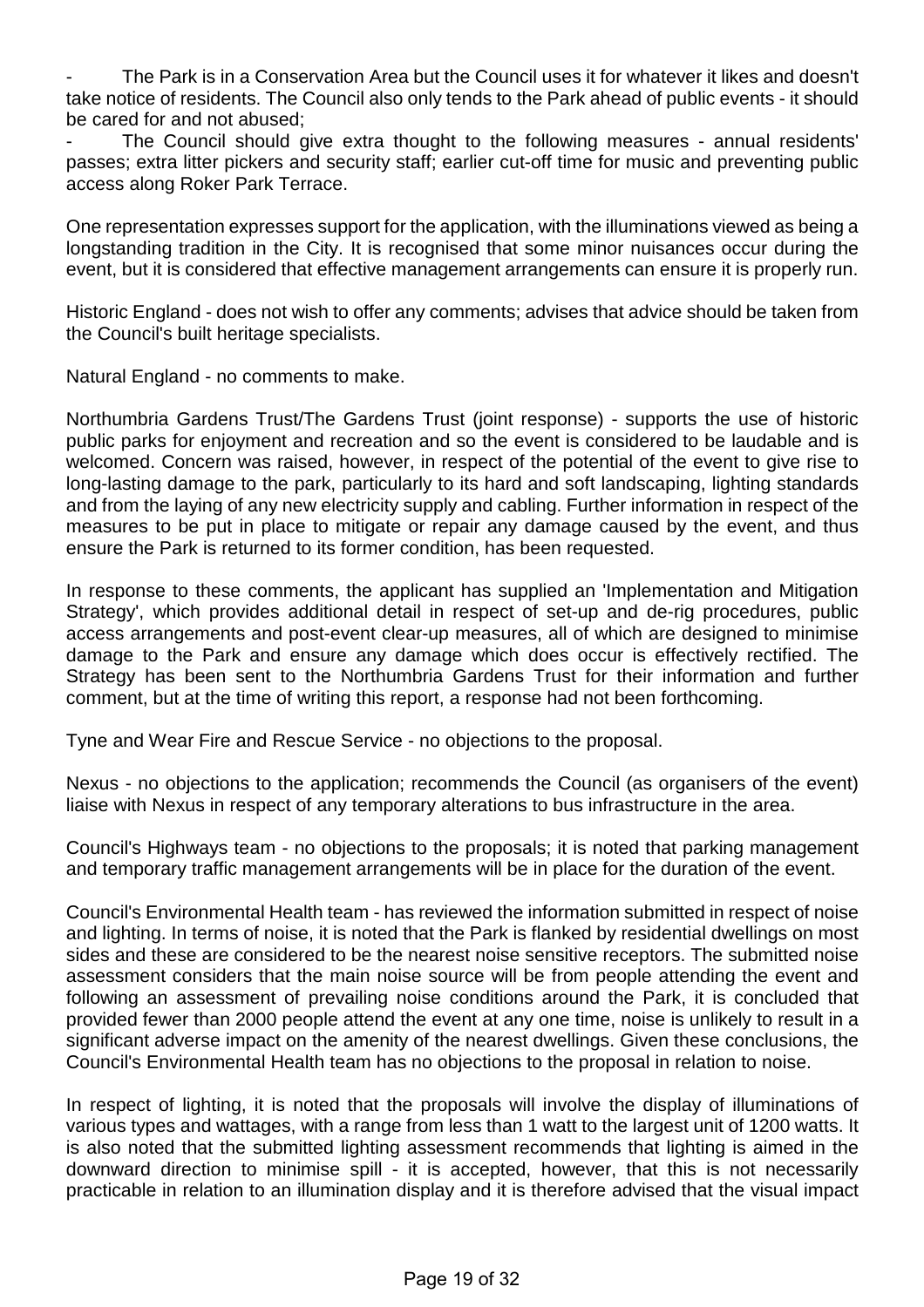- The Park is in a Conservation Area but the Council uses it for whatever it likes and doesn't take notice of residents. The Council also only tends to the Park ahead of public events - it should be cared for and not abused;
- The Council should give extra thought to the following measures - annual residents' passes; extra litter pickers and security staff; earlier cut-off time for music and preventing public access along Roker Park Terrace.

One representation expresses support for the application, with the illuminations viewed as being a longstanding tradition in the City. It is recognised that some minor nuisances occur during the event, but it is considered that effective management arrangements can ensure it is properly run.

Historic England - does not wish to offer any comments; advises that advice should be taken from the Council's built heritage specialists.

Natural England - no comments to make.

Northumbria Gardens Trust/The Gardens Trust (joint response) - supports the use of historic public parks for enjoyment and recreation and so the event is considered to be laudable and is welcomed. Concern was raised, however, in respect of the potential of the event to give rise to long-lasting damage to the park, particularly to its hard and soft landscaping, lighting standards and from the laying of any new electricity supply and cabling. Further information in respect of the measures to be put in place to mitigate or repair any damage caused by the event, and thus ensure the Park is returned to its former condition, has been requested.

In response to these comments, the applicant has supplied an 'Implementation and Mitigation Strategy', which provides additional detail in respect of set-up and de-rig procedures, public access arrangements and post-event clear-up measures, all of which are designed to minimise damage to the Park and ensure any damage which does occur is effectively rectified. The Strategy has been sent to the Northumbria Gardens Trust for their information and further comment, but at the time of writing this report, a response had not been forthcoming.

Tyne and Wear Fire and Rescue Service - no objections to the proposal.

Nexus - no objections to the application; recommends the Council (as organisers of the event) liaise with Nexus in respect of any temporary alterations to bus infrastructure in the area.

Council's Highways team - no objections to the proposals; it is noted that parking management and temporary traffic management arrangements will be in place for the duration of the event.

Council's Environmental Health team - has reviewed the information submitted in respect of noise and lighting. In terms of noise, it is noted that the Park is flanked by residential dwellings on most sides and these are considered to be the nearest noise sensitive receptors. The submitted noise assessment considers that the main noise source will be from people attending the event and following an assessment of prevailing noise conditions around the Park, it is concluded that provided fewer than 2000 people attend the event at any one time, noise is unlikely to result in a significant adverse impact on the amenity of the nearest dwellings. Given these conclusions, the Council's Environmental Health team has no objections to the proposal in relation to noise.

In respect of lighting, it is noted that the proposals will involve the display of illuminations of various types and wattages, with a range from less than 1 watt to the largest unit of 1200 watts. It is also noted that the submitted lighting assessment recommends that lighting is aimed in the downward direction to minimise spill - it is accepted, however, that this is not necessarily practicable in relation to an illumination display and it is therefore advised that the visual impact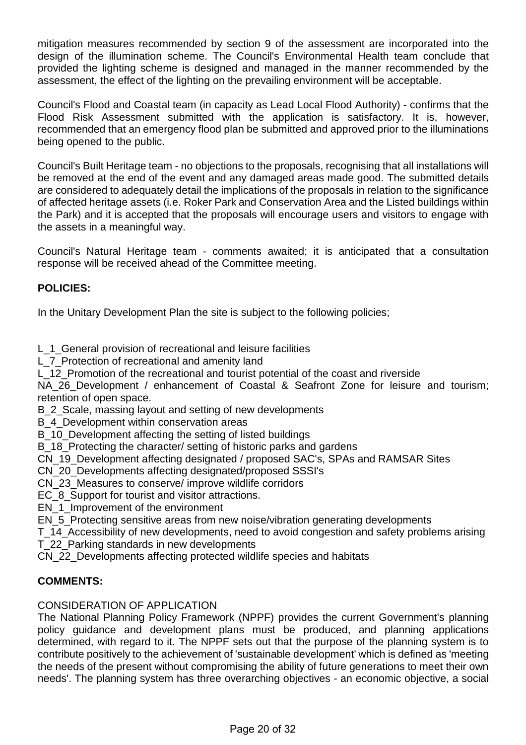mitigation measures recommended by section 9 of the assessment are incorporated into the design of the illumination scheme. The Council's Environmental Health team conclude that provided the lighting scheme is designed and managed in the manner recommended by the assessment, the effect of the lighting on the prevailing environment will be acceptable.

Council's Flood and Coastal team (in capacity as Lead Local Flood Authority) - confirms that the Flood Risk Assessment submitted with the application is satisfactory. It is, however, recommended that an emergency flood plan be submitted and approved prior to the illuminations being opened to the public.

Council's Built Heritage team - no objections to the proposals, recognising that all installations will be removed at the end of the event and any damaged areas made good. The submitted details are considered to adequately detail the implications of the proposals in relation to the significance of affected heritage assets (i.e. Roker Park and Conservation Area and the Listed buildings within the Park) and it is accepted that the proposals will encourage users and visitors to engage with the assets in a meaningful way.

Council's Natural Heritage team - comments awaited; it is anticipated that a consultation response will be received ahead of the Committee meeting.

**POLICIES:**

In the Unitary Development Plan the site is subject to the following policies;

L_1_General provision of recreational and leisure facilities
L_7_Protection of recreational and amenity land
L_12_Promotion of the recreational and tourist potential of the coast and riverside
NA_26_Development / enhancement of Coastal & Seafront Zone for leisure and tourism; retention of open space.
B_2_Scale, massing layout and setting of new developments
B_4_Development within conservation areas
B_10_Development affecting the setting of listed buildings
B_18_Protecting the character/ setting of historic parks and gardens
CN_19_Development affecting designated / proposed SAC's, SPAs and RAMSAR Sites
CN_20_Developments affecting designated/proposed SSSI's
CN_23_Measures to conserve/ improve wildlife corridors
EC_8_Support for tourist and visitor attractions.
EN_1_Improvement of the environment
EN_5_Protecting sensitive areas from new noise/vibration generating developments
T_14_Accessibility of new developments, need to avoid congestion and safety problems arising
T_22_Parking standards in new developments
CN_22_Developments affecting protected wildlife species and habitats

**COMMENTS:**

CONSIDERATION OF APPLICATION
The National Planning Policy Framework (NPPF) provides the current Government's planning policy guidance and development plans must be produced, and planning applications determined, with regard to it. The NPPF sets out that the purpose of the planning system is to contribute positively to the achievement of 'sustainable development' which is defined as 'meeting the needs of the present without compromising the ability of future generations to meet their own needs'. The planning system has three overarching objectives - an economic objective, a social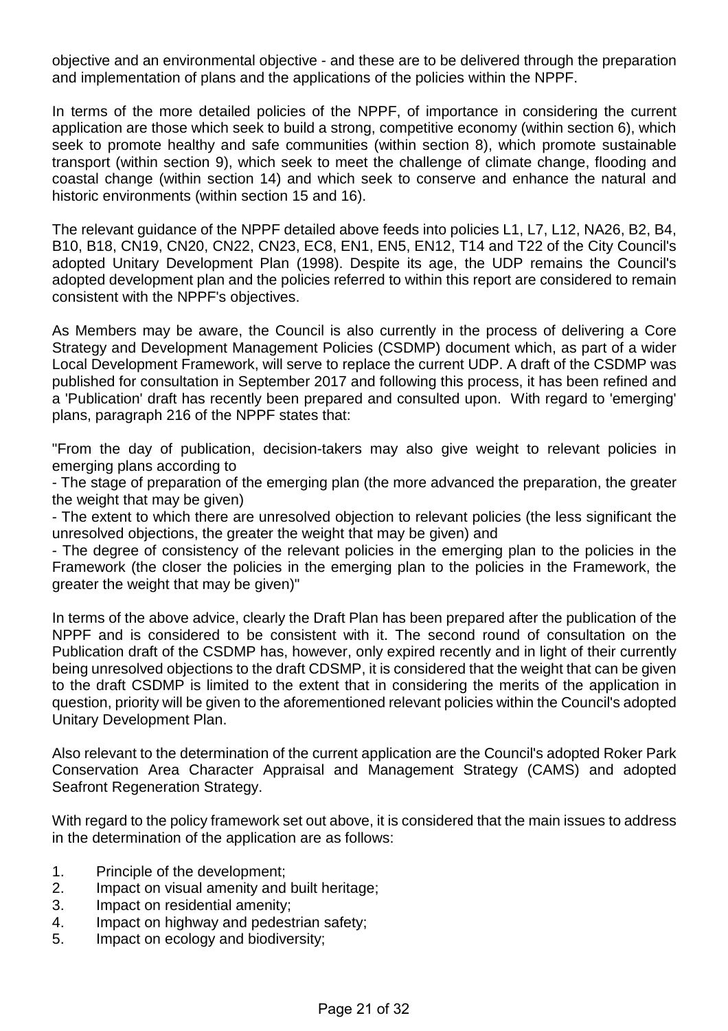objective and an environmental objective - and these are to be delivered through the preparation and implementation of plans and the applications of the policies within the NPPF.

In terms of the more detailed policies of the NPPF, of importance in considering the current application are those which seek to build a strong, competitive economy (within section 6), which seek to promote healthy and safe communities (within section 8), which promote sustainable transport (within section 9), which seek to meet the challenge of climate change, flooding and coastal change (within section 14) and which seek to conserve and enhance the natural and historic environments (within section 15 and 16).

The relevant guidance of the NPPF detailed above feeds into policies L1, L7, L12, NA26, B2, B4, B10, B18, CN19, CN20, CN22, CN23, EC8, EN1, EN5, EN12, T14 and T22 of the City Council's adopted Unitary Development Plan (1998). Despite its age, the UDP remains the Council's adopted development plan and the policies referred to within this report are considered to remain consistent with the NPPF's objectives.

As Members may be aware, the Council is also currently in the process of delivering a Core Strategy and Development Management Policies (CSDMP) document which, as part of a wider Local Development Framework, will serve to replace the current UDP. A draft of the CSDMP was published for consultation in September 2017 and following this process, it has been refined and a 'Publication' draft has recently been prepared and consulted upon. With regard to 'emerging' plans, paragraph 216 of the NPPF states that:

"From the day of publication, decision-takers may also give weight to relevant policies in emerging plans according to

- The stage of preparation of the emerging plan (the more advanced the preparation, the greater the weight that may be given)
- The extent to which there are unresolved objection to relevant policies (the less significant the unresolved objections, the greater the weight that may be given) and
- The degree of consistency of the relevant policies in the emerging plan to the policies in the Framework (the closer the policies in the emerging plan to the policies in the Framework, the greater the weight that may be given)"

In terms of the above advice, clearly the Draft Plan has been prepared after the publication of the NPPF and is considered to be consistent with it. The second round of consultation on the Publication draft of the CSDMP has, however, only expired recently and in light of their currently being unresolved objections to the draft CDSMP, it is considered that the weight that can be given to the draft CSDMP is limited to the extent that in considering the merits of the application in question, priority will be given to the aforementioned relevant policies within the Council's adopted Unitary Development Plan.

Also relevant to the determination of the current application are the Council's adopted Roker Park Conservation Area Character Appraisal and Management Strategy (CAMS) and adopted Seafront Regeneration Strategy.

With regard to the policy framework set out above, it is considered that the main issues to address in the determination of the application are as follows:

1. Principle of the development;
2. Impact on visual amenity and built heritage;
3. Impact on residential amenity;
4. Impact on highway and pedestrian safety;
5. Impact on ecology and biodiversity;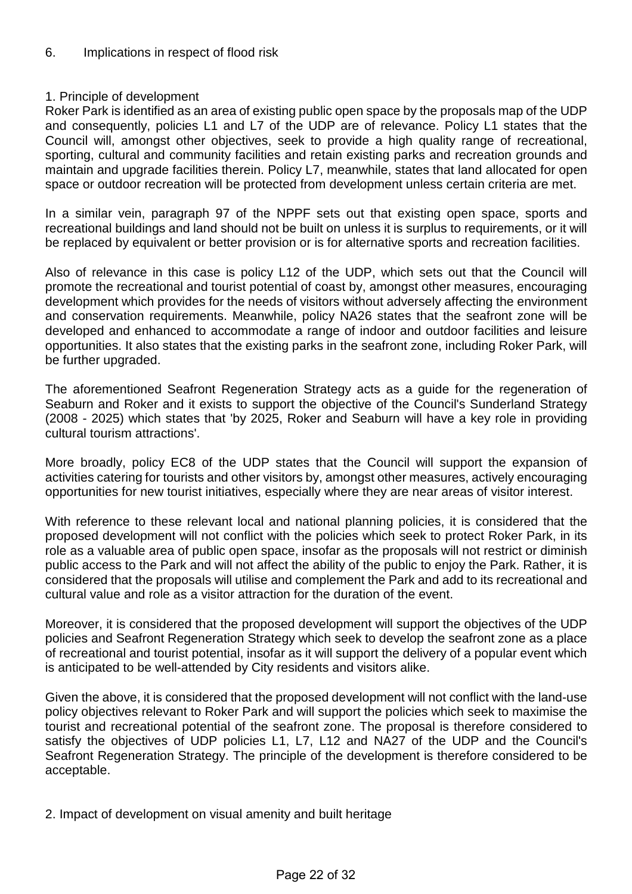6. Implications in respect of flood risk

1. Principle of development

Roker Park is identified as an area of existing public open space by the proposals map of the UDP and consequently, policies L1 and L7 of the UDP are of relevance. Policy L1 states that the Council will, amongst other objectives, seek to provide a high quality range of recreational, sporting, cultural and community facilities and retain existing parks and recreation grounds and maintain and upgrade facilities therein. Policy L7, meanwhile, states that land allocated for open space or outdoor recreation will be protected from development unless certain criteria are met.

In a similar vein, paragraph 97 of the NPPF sets out that existing open space, sports and recreational buildings and land should not be built on unless it is surplus to requirements, or it will be replaced by equivalent or better provision or is for alternative sports and recreation facilities.

Also of relevance in this case is policy L12 of the UDP, which sets out that the Council will promote the recreational and tourist potential of coast by, amongst other measures, encouraging development which provides for the needs of visitors without adversely affecting the environment and conservation requirements. Meanwhile, policy NA26 states that the seafront zone will be developed and enhanced to accommodate a range of indoor and outdoor facilities and leisure opportunities. It also states that the existing parks in the seafront zone, including Roker Park, will be further upgraded.

The aforementioned Seafront Regeneration Strategy acts as a guide for the regeneration of Seaburn and Roker and it exists to support the objective of the Council's Sunderland Strategy (2008 - 2025) which states that 'by 2025, Roker and Seaburn will have a key role in providing cultural tourism attractions'.

More broadly, policy EC8 of the UDP states that the Council will support the expansion of activities catering for tourists and other visitors by, amongst other measures, actively encouraging opportunities for new tourist initiatives, especially where they are near areas of visitor interest.

With reference to these relevant local and national planning policies, it is considered that the proposed development will not conflict with the policies which seek to protect Roker Park, in its role as a valuable area of public open space, insofar as the proposals will not restrict or diminish public access to the Park and will not affect the ability of the public to enjoy the Park. Rather, it is considered that the proposals will utilise and complement the Park and add to its recreational and cultural value and role as a visitor attraction for the duration of the event.

Moreover, it is considered that the proposed development will support the objectives of the UDP policies and Seafront Regeneration Strategy which seek to develop the seafront zone as a place of recreational and tourist potential, insofar as it will support the delivery of a popular event which is anticipated to be well-attended by City residents and visitors alike.

Given the above, it is considered that the proposed development will not conflict with the land-use policy objectives relevant to Roker Park and will support the policies which seek to maximise the tourist and recreational potential of the seafront zone. The proposal is therefore considered to satisfy the objectives of UDP policies L1, L7, L12 and NA27 of the UDP and the Council's Seafront Regeneration Strategy. The principle of the development is therefore considered to be acceptable.

2. Impact of development on visual amenity and built heritage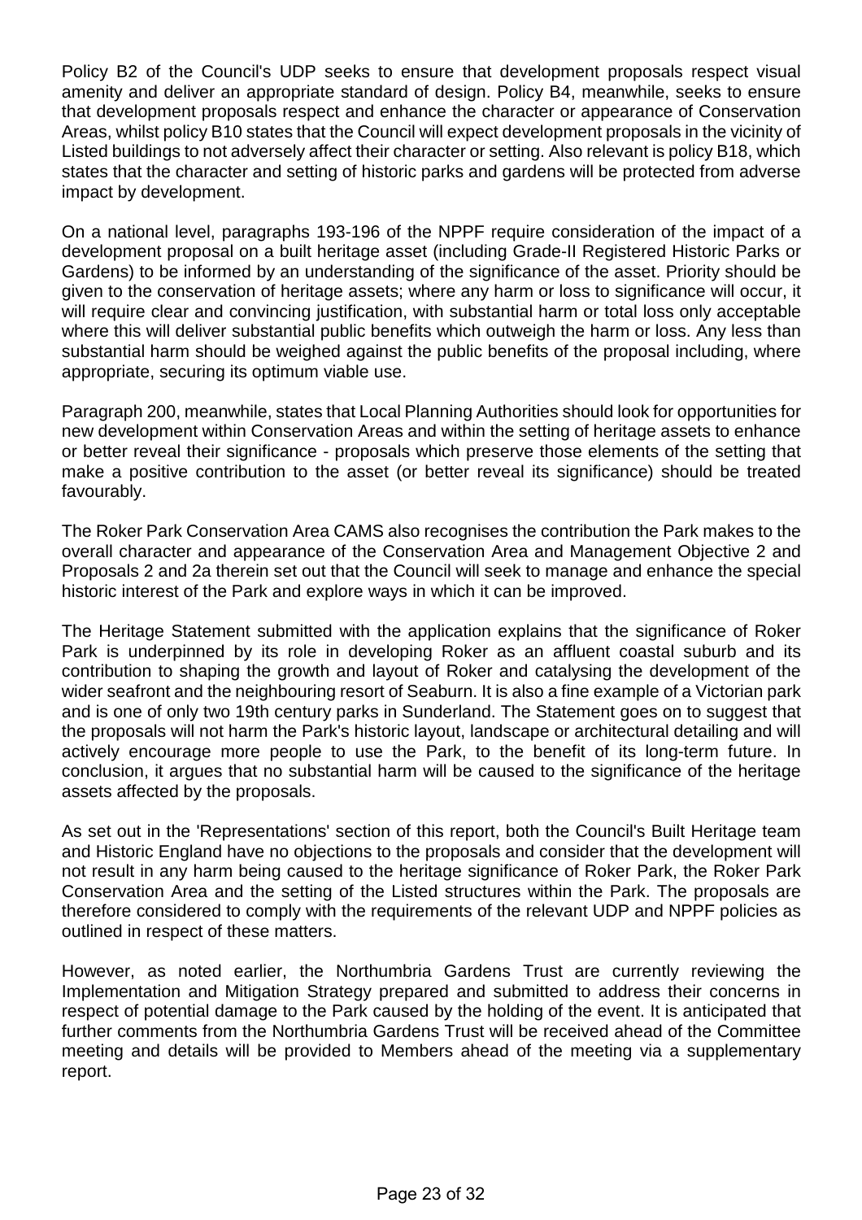Policy B2 of the Council's UDP seeks to ensure that development proposals respect visual amenity and deliver an appropriate standard of design. Policy B4, meanwhile, seeks to ensure that development proposals respect and enhance the character or appearance of Conservation Areas, whilst policy B10 states that the Council will expect development proposals in the vicinity of Listed buildings to not adversely affect their character or setting. Also relevant is policy B18, which states that the character and setting of historic parks and gardens will be protected from adverse impact by development.

On a national level, paragraphs 193-196 of the NPPF require consideration of the impact of a development proposal on a built heritage asset (including Grade-II Registered Historic Parks or Gardens) to be informed by an understanding of the significance of the asset. Priority should be given to the conservation of heritage assets; where any harm or loss to significance will occur, it will require clear and convincing justification, with substantial harm or total loss only acceptable where this will deliver substantial public benefits which outweigh the harm or loss. Any less than substantial harm should be weighed against the public benefits of the proposal including, where appropriate, securing its optimum viable use.

Paragraph 200, meanwhile, states that Local Planning Authorities should look for opportunities for new development within Conservation Areas and within the setting of heritage assets to enhance or better reveal their significance - proposals which preserve those elements of the setting that make a positive contribution to the asset (or better reveal its significance) should be treated favourably.

The Roker Park Conservation Area CAMS also recognises the contribution the Park makes to the overall character and appearance of the Conservation Area and Management Objective 2 and Proposals 2 and 2a therein set out that the Council will seek to manage and enhance the special historic interest of the Park and explore ways in which it can be improved.

The Heritage Statement submitted with the application explains that the significance of Roker Park is underpinned by its role in developing Roker as an affluent coastal suburb and its contribution to shaping the growth and layout of Roker and catalysing the development of the wider seafront and the neighbouring resort of Seaburn. It is also a fine example of a Victorian park and is one of only two 19th century parks in Sunderland. The Statement goes on to suggest that the proposals will not harm the Park's historic layout, landscape or architectural detailing and will actively encourage more people to use the Park, to the benefit of its long-term future. In conclusion, it argues that no substantial harm will be caused to the significance of the heritage assets affected by the proposals.

As set out in the 'Representations' section of this report, both the Council's Built Heritage team and Historic England have no objections to the proposals and consider that the development will not result in any harm being caused to the heritage significance of Roker Park, the Roker Park Conservation Area and the setting of the Listed structures within the Park. The proposals are therefore considered to comply with the requirements of the relevant UDP and NPPF policies as outlined in respect of these matters.

However, as noted earlier, the Northumbria Gardens Trust are currently reviewing the Implementation and Mitigation Strategy prepared and submitted to address their concerns in respect of potential damage to the Park caused by the holding of the event. It is anticipated that further comments from the Northumbria Gardens Trust will be received ahead of the Committee meeting and details will be provided to Members ahead of the meeting via a supplementary report.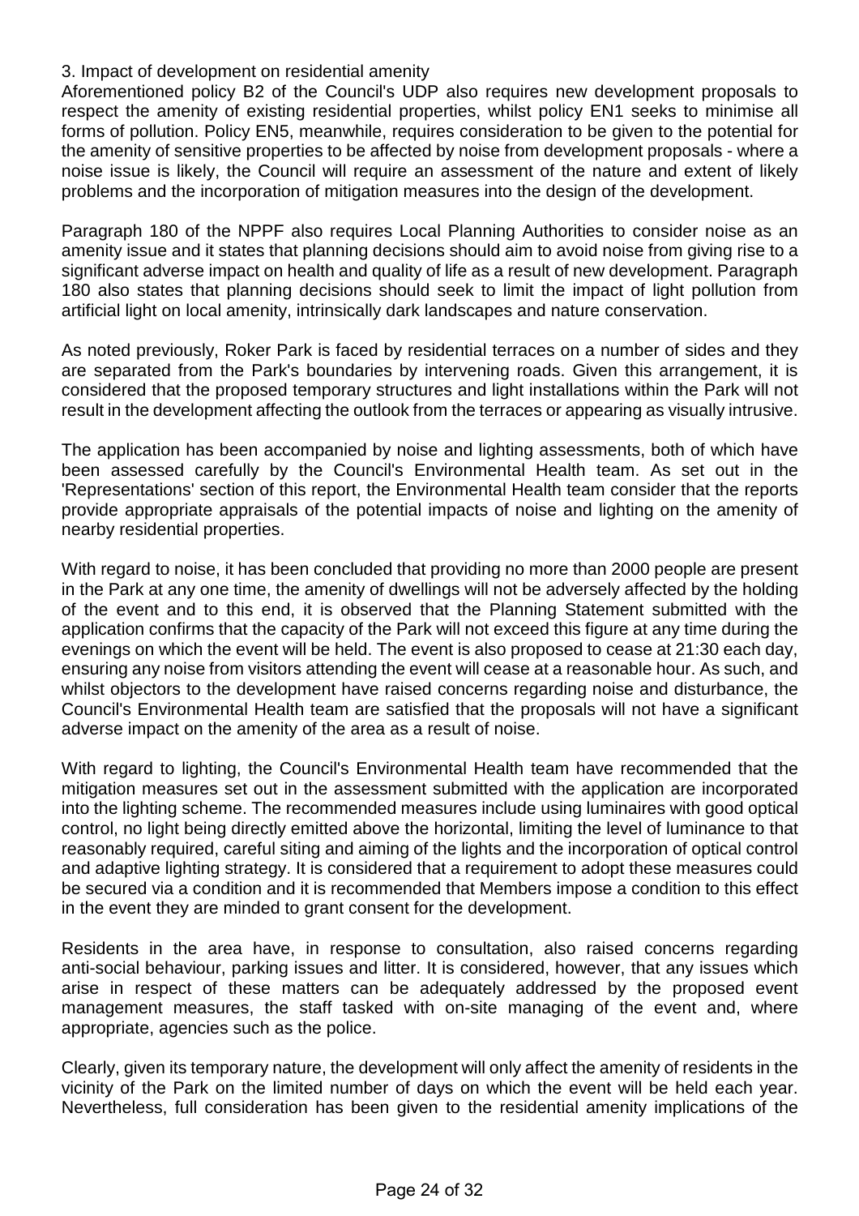### 3. Impact of development on residential amenity

Aforementioned policy B2 of the Council's UDP also requires new development proposals to respect the amenity of existing residential properties, whilst policy EN1 seeks to minimise all forms of pollution. Policy EN5, meanwhile, requires consideration to be given to the potential for the amenity of sensitive properties to be affected by noise from development proposals - where a noise issue is likely, the Council will require an assessment of the nature and extent of likely problems and the incorporation of mitigation measures into the design of the development.

Paragraph 180 of the NPPF also requires Local Planning Authorities to consider noise as an amenity issue and it states that planning decisions should aim to avoid noise from giving rise to a significant adverse impact on health and quality of life as a result of new development. Paragraph 180 also states that planning decisions should seek to limit the impact of light pollution from artificial light on local amenity, intrinsically dark landscapes and nature conservation.

As noted previously, Roker Park is faced by residential terraces on a number of sides and they are separated from the Park's boundaries by intervening roads. Given this arrangement, it is considered that the proposed temporary structures and light installations within the Park will not result in the development affecting the outlook from the terraces or appearing as visually intrusive.

The application has been accompanied by noise and lighting assessments, both of which have been assessed carefully by the Council's Environmental Health team. As set out in the 'Representations' section of this report, the Environmental Health team consider that the reports provide appropriate appraisals of the potential impacts of noise and lighting on the amenity of nearby residential properties.

With regard to noise, it has been concluded that providing no more than 2000 people are present in the Park at any one time, the amenity of dwellings will not be adversely affected by the holding of the event and to this end, it is observed that the Planning Statement submitted with the application confirms that the capacity of the Park will not exceed this figure at any time during the evenings on which the event will be held. The event is also proposed to cease at 21:30 each day, ensuring any noise from visitors attending the event will cease at a reasonable hour. As such, and whilst objectors to the development have raised concerns regarding noise and disturbance, the Council's Environmental Health team are satisfied that the proposals will not have a significant adverse impact on the amenity of the area as a result of noise.

With regard to lighting, the Council's Environmental Health team have recommended that the mitigation measures set out in the assessment submitted with the application are incorporated into the lighting scheme. The recommended measures include using luminaires with good optical control, no light being directly emitted above the horizontal, limiting the level of luminance to that reasonably required, careful siting and aiming of the lights and the incorporation of optical control and adaptive lighting strategy. It is considered that a requirement to adopt these measures could be secured via a condition and it is recommended that Members impose a condition to this effect in the event they are minded to grant consent for the development.

Residents in the area have, in response to consultation, also raised concerns regarding anti-social behaviour, parking issues and litter. It is considered, however, that any issues which arise in respect of these matters can be adequately addressed by the proposed event management measures, the staff tasked with on-site managing of the event and, where appropriate, agencies such as the police.

Clearly, given its temporary nature, the development will only affect the amenity of residents in the vicinity of the Park on the limited number of days on which the event will be held each year. Nevertheless, full consideration has been given to the residential amenity implications of the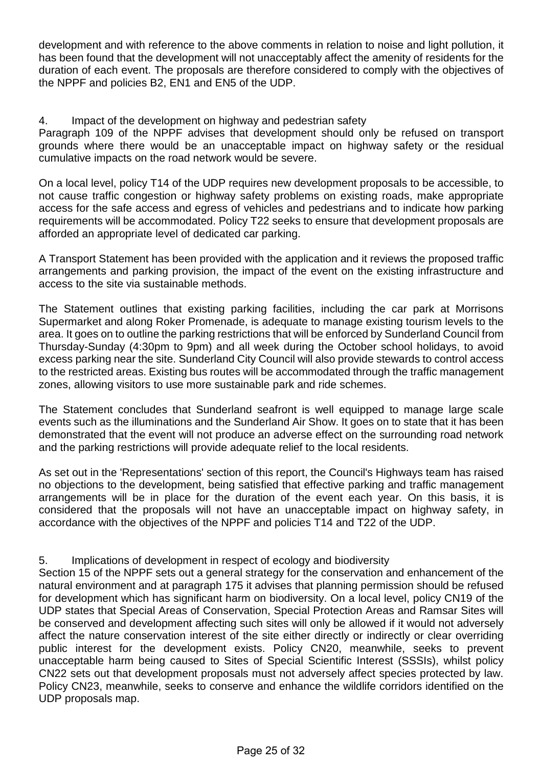development and with reference to the above comments in relation to noise and light pollution, it has been found that the development will not unacceptably affect the amenity of residents for the duration of each event. The proposals are therefore considered to comply with the objectives of the NPPF and policies B2, EN1 and EN5 of the UDP.

4. Impact of the development on highway and pedestrian safety

Paragraph 109 of the NPPF advises that development should only be refused on transport grounds where there would be an unacceptable impact on highway safety or the residual cumulative impacts on the road network would be severe.

On a local level, policy T14 of the UDP requires new development proposals to be accessible, to not cause traffic congestion or highway safety problems on existing roads, make appropriate access for the safe access and egress of vehicles and pedestrians and to indicate how parking requirements will be accommodated. Policy T22 seeks to ensure that development proposals are afforded an appropriate level of dedicated car parking.

A Transport Statement has been provided with the application and it reviews the proposed traffic arrangements and parking provision, the impact of the event on the existing infrastructure and access to the site via sustainable methods.

The Statement outlines that existing parking facilities, including the car park at Morrisons Supermarket and along Roker Promenade, is adequate to manage existing tourism levels to the area. It goes on to outline the parking restrictions that will be enforced by Sunderland Council from Thursday-Sunday (4:30pm to 9pm) and all week during the October school holidays, to avoid excess parking near the site. Sunderland City Council will also provide stewards to control access to the restricted areas. Existing bus routes will be accommodated through the traffic management zones, allowing visitors to use more sustainable park and ride schemes.

The Statement concludes that Sunderland seafront is well equipped to manage large scale events such as the illuminations and the Sunderland Air Show. It goes on to state that it has been demonstrated that the event will not produce an adverse effect on the surrounding road network and the parking restrictions will provide adequate relief to the local residents.

As set out in the 'Representations' section of this report, the Council's Highways team has raised no objections to the development, being satisfied that effective parking and traffic management arrangements will be in place for the duration of the event each year. On this basis, it is considered that the proposals will not have an unacceptable impact on highway safety, in accordance with the objectives of the NPPF and policies T14 and T22 of the UDP.

5. Implications of development in respect of ecology and biodiversity

Section 15 of the NPPF sets out a general strategy for the conservation and enhancement of the natural environment and at paragraph 175 it advises that planning permission should be refused for development which has significant harm on biodiversity. On a local level, policy CN19 of the UDP states that Special Areas of Conservation, Special Protection Areas and Ramsar Sites will be conserved and development affecting such sites will only be allowed if it would not adversely affect the nature conservation interest of the site either directly or indirectly or clear overriding public interest for the development exists. Policy CN20, meanwhile, seeks to prevent unacceptable harm being caused to Sites of Special Scientific Interest (SSSIs), whilst policy CN22 sets out that development proposals must not adversely affect species protected by law. Policy CN23, meanwhile, seeks to conserve and enhance the wildlife corridors identified on the UDP proposals map.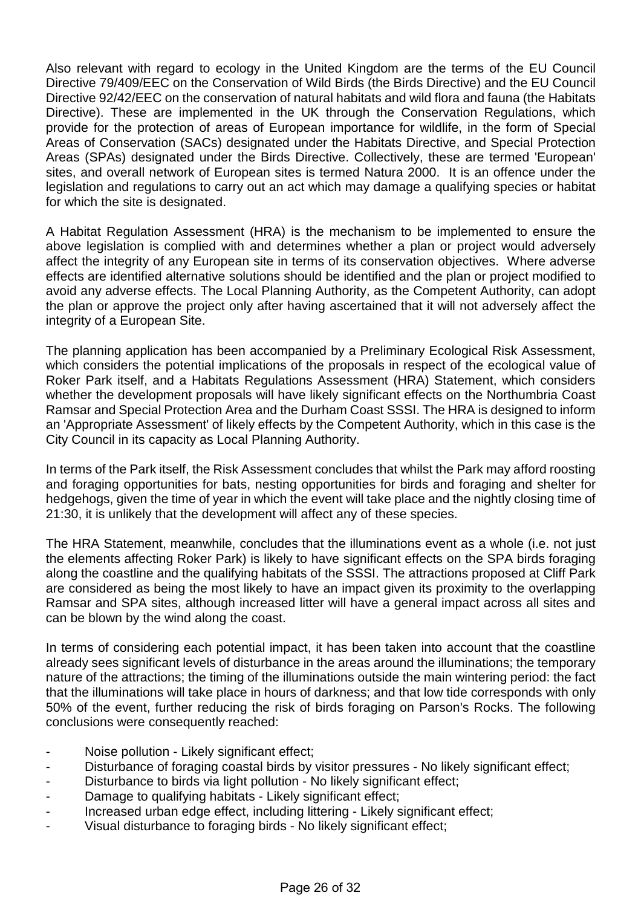Also relevant with regard to ecology in the United Kingdom are the terms of the EU Council Directive 79/409/EEC on the Conservation of Wild Birds (the Birds Directive) and the EU Council Directive 92/42/EEC on the conservation of natural habitats and wild flora and fauna (the Habitats Directive). These are implemented in the UK through the Conservation Regulations, which provide for the protection of areas of European importance for wildlife, in the form of Special Areas of Conservation (SACs) designated under the Habitats Directive, and Special Protection Areas (SPAs) designated under the Birds Directive. Collectively, these are termed 'European' sites, and overall network of European sites is termed Natura 2000. It is an offence under the legislation and regulations to carry out an act which may damage a qualifying species or habitat for which the site is designated.

A Habitat Regulation Assessment (HRA) is the mechanism to be implemented to ensure the above legislation is complied with and determines whether a plan or project would adversely affect the integrity of any European site in terms of its conservation objectives. Where adverse effects are identified alternative solutions should be identified and the plan or project modified to avoid any adverse effects. The Local Planning Authority, as the Competent Authority, can adopt the plan or approve the project only after having ascertained that it will not adversely affect the integrity of a European Site.

The planning application has been accompanied by a Preliminary Ecological Risk Assessment, which considers the potential implications of the proposals in respect of the ecological value of Roker Park itself, and a Habitats Regulations Assessment (HRA) Statement, which considers whether the development proposals will have likely significant effects on the Northumbria Coast Ramsar and Special Protection Area and the Durham Coast SSSI. The HRA is designed to inform an 'Appropriate Assessment' of likely effects by the Competent Authority, which in this case is the City Council in its capacity as Local Planning Authority.

In terms of the Park itself, the Risk Assessment concludes that whilst the Park may afford roosting and foraging opportunities for bats, nesting opportunities for birds and foraging and shelter for hedgehogs, given the time of year in which the event will take place and the nightly closing time of 21:30, it is unlikely that the development will affect any of these species.

The HRA Statement, meanwhile, concludes that the illuminations event as a whole (i.e. not just the elements affecting Roker Park) is likely to have significant effects on the SPA birds foraging along the coastline and the qualifying habitats of the SSSI. The attractions proposed at Cliff Park are considered as being the most likely to have an impact given its proximity to the overlapping Ramsar and SPA sites, although increased litter will have a general impact across all sites and can be blown by the wind along the coast.

In terms of considering each potential impact, it has been taken into account that the coastline already sees significant levels of disturbance in the areas around the illuminations; the temporary nature of the attractions; the timing of the illuminations outside the main wintering period: the fact that the illuminations will take place in hours of darkness; and that low tide corresponds with only 50% of the event, further reducing the risk of birds foraging on Parson's Rocks. The following conclusions were consequently reached:

- Noise pollution - Likely significant effect;
- Disturbance of foraging coastal birds by visitor pressures - No likely significant effect;
- Disturbance to birds via light pollution - No likely significant effect;
- Damage to qualifying habitats - Likely significant effect;
- Increased urban edge effect, including littering - Likely significant effect;
- Visual disturbance to foraging birds - No likely significant effect;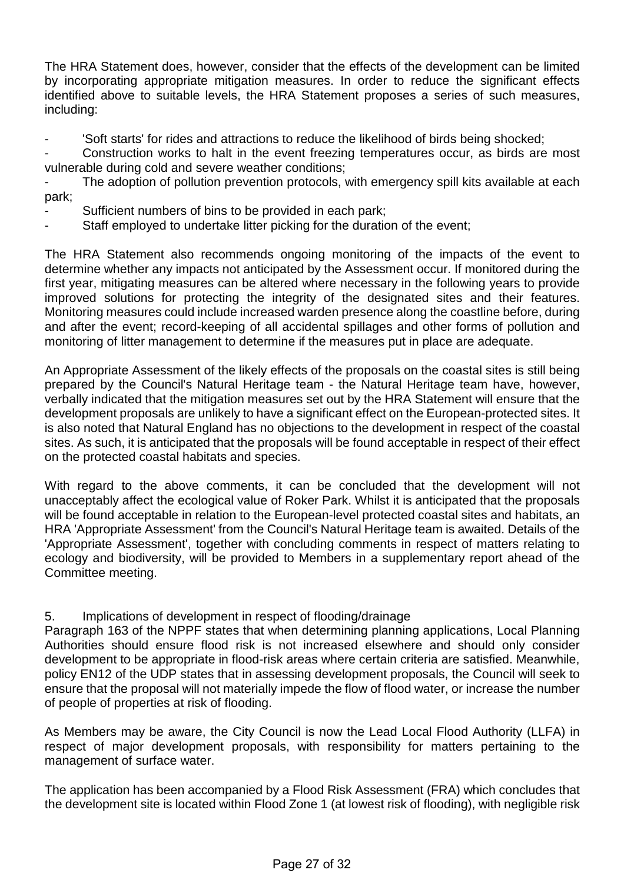The HRA Statement does, however, consider that the effects of the development can be limited by incorporating appropriate mitigation measures. In order to reduce the significant effects identified above to suitable levels, the HRA Statement proposes a series of such measures, including:

- 'Soft starts' for rides and attractions to reduce the likelihood of birds being shocked;
- Construction works to halt in the event freezing temperatures occur, as birds are most vulnerable during cold and severe weather conditions;
- The adoption of pollution prevention protocols, with emergency spill kits available at each park;
- Sufficient numbers of bins to be provided in each park;
- Staff employed to undertake litter picking for the duration of the event;

The HRA Statement also recommends ongoing monitoring of the impacts of the event to determine whether any impacts not anticipated by the Assessment occur. If monitored during the first year, mitigating measures can be altered where necessary in the following years to provide improved solutions for protecting the integrity of the designated sites and their features. Monitoring measures could include increased warden presence along the coastline before, during and after the event; record-keeping of all accidental spillages and other forms of pollution and monitoring of litter management to determine if the measures put in place are adequate.

An Appropriate Assessment of the likely effects of the proposals on the coastal sites is still being prepared by the Council's Natural Heritage team - the Natural Heritage team have, however, verbally indicated that the mitigation measures set out by the HRA Statement will ensure that the development proposals are unlikely to have a significant effect on the European-protected sites. It is also noted that Natural England has no objections to the development in respect of the coastal sites. As such, it is anticipated that the proposals will be found acceptable in respect of their effect on the protected coastal habitats and species.

With regard to the above comments, it can be concluded that the development will not unacceptably affect the ecological value of Roker Park. Whilst it is anticipated that the proposals will be found acceptable in relation to the European-level protected coastal sites and habitats, an HRA 'Appropriate Assessment' from the Council's Natural Heritage team is awaited. Details of the 'Appropriate Assessment', together with concluding comments in respect of matters relating to ecology and biodiversity, will be provided to Members in a supplementary report ahead of the Committee meeting.

5. Implications of development in respect of flooding/drainage

Paragraph 163 of the NPPF states that when determining planning applications, Local Planning Authorities should ensure flood risk is not increased elsewhere and should only consider development to be appropriate in flood-risk areas where certain criteria are satisfied. Meanwhile, policy EN12 of the UDP states that in assessing development proposals, the Council will seek to ensure that the proposal will not materially impede the flow of flood water, or increase the number of people of properties at risk of flooding.

As Members may be aware, the City Council is now the Lead Local Flood Authority (LLFA) in respect of major development proposals, with responsibility for matters pertaining to the management of surface water.

The application has been accompanied by a Flood Risk Assessment (FRA) which concludes that the development site is located within Flood Zone 1 (at lowest risk of flooding), with negligible risk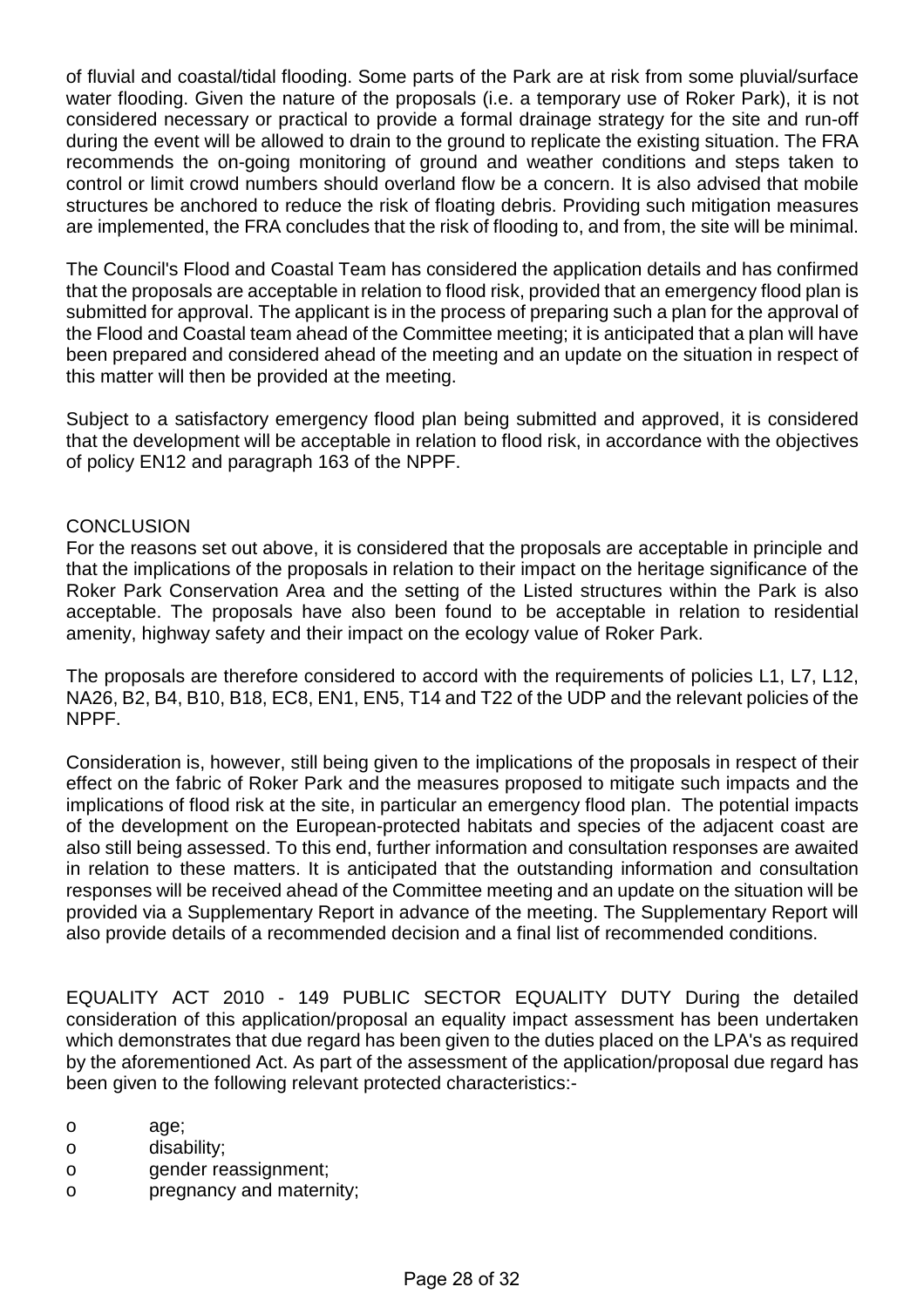of fluvial and coastal/tidal flooding. Some parts of the Park are at risk from some pluvial/surface water flooding. Given the nature of the proposals (i.e. a temporary use of Roker Park), it is not considered necessary or practical to provide a formal drainage strategy for the site and run-off during the event will be allowed to drain to the ground to replicate the existing situation. The FRA recommends the on-going monitoring of ground and weather conditions and steps taken to control or limit crowd numbers should overland flow be a concern. It is also advised that mobile structures be anchored to reduce the risk of floating debris. Providing such mitigation measures are implemented, the FRA concludes that the risk of flooding to, and from, the site will be minimal.

The Council's Flood and Coastal Team has considered the application details and has confirmed that the proposals are acceptable in relation to flood risk, provided that an emergency flood plan is submitted for approval. The applicant is in the process of preparing such a plan for the approval of the Flood and Coastal team ahead of the Committee meeting; it is anticipated that a plan will have been prepared and considered ahead of the meeting and an update on the situation in respect of this matter will then be provided at the meeting.

Subject to a satisfactory emergency flood plan being submitted and approved, it is considered that the development will be acceptable in relation to flood risk, in accordance with the objectives of policy EN12 and paragraph 163 of the NPPF.

CONCLUSION

For the reasons set out above, it is considered that the proposals are acceptable in principle and that the implications of the proposals in relation to their impact on the heritage significance of the Roker Park Conservation Area and the setting of the Listed structures within the Park is also acceptable. The proposals have also been found to be acceptable in relation to residential amenity, highway safety and their impact on the ecology value of Roker Park.

The proposals are therefore considered to accord with the requirements of policies L1, L7, L12, NA26, B2, B4, B10, B18, EC8, EN1, EN5, T14 and T22 of the UDP and the relevant policies of the NPPF.

Consideration is, however, still being given to the implications of the proposals in respect of their effect on the fabric of Roker Park and the measures proposed to mitigate such impacts and the implications of flood risk at the site, in particular an emergency flood plan. The potential impacts of the development on the European-protected habitats and species of the adjacent coast are also still being assessed. To this end, further information and consultation responses are awaited in relation to these matters. It is anticipated that the outstanding information and consultation responses will be received ahead of the Committee meeting and an update on the situation will be provided via a Supplementary Report in advance of the meeting. The Supplementary Report will also provide details of a recommended decision and a final list of recommended conditions.

EQUALITY ACT 2010 - 149 PUBLIC SECTOR EQUALITY DUTY During the detailed consideration of this application/proposal an equality impact assessment has been undertaken which demonstrates that due regard has been given to the duties placed on the LPA's as required by the aforementioned Act. As part of the assessment of the application/proposal due regard has been given to the following relevant protected characteristics:-

- age;
- disability;
- gender reassignment;
- pregnancy and maternity;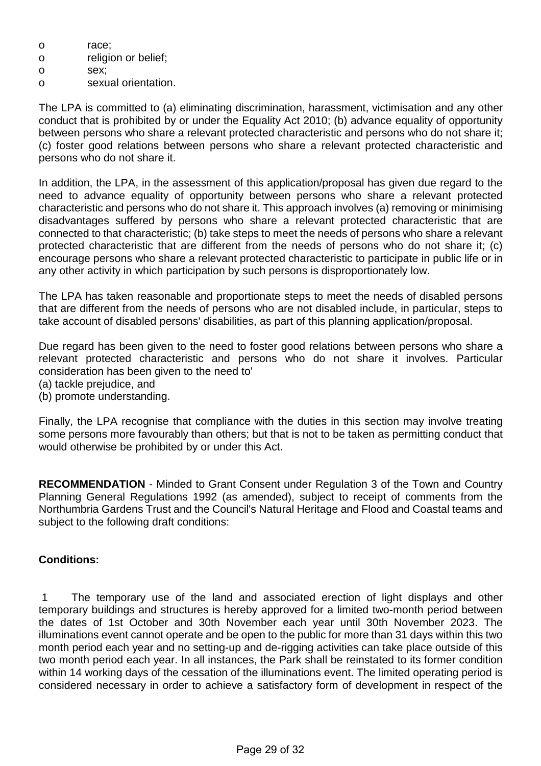- race;
- religion or belief;
- sex;
- sexual orientation.

The LPA is committed to (a) eliminating discrimination, harassment, victimisation and any other conduct that is prohibited by or under the Equality Act 2010; (b) advance equality of opportunity between persons who share a relevant protected characteristic and persons who do not share it; (c) foster good relations between persons who share a relevant protected characteristic and persons who do not share it.

In addition, the LPA, in the assessment of this application/proposal has given due regard to the need to advance equality of opportunity between persons who share a relevant protected characteristic and persons who do not share it. This approach involves (a) removing or minimising disadvantages suffered by persons who share a relevant protected characteristic that are connected to that characteristic; (b) take steps to meet the needs of persons who share a relevant protected characteristic that are different from the needs of persons who do not share it; (c) encourage persons who share a relevant protected characteristic to participate in public life or in any other activity in which participation by such persons is disproportionately low.

The LPA has taken reasonable and proportionate steps to meet the needs of disabled persons that are different from the needs of persons who are not disabled include, in particular, steps to take account of disabled persons' disabilities, as part of this planning application/proposal.

Due regard has been given to the need to foster good relations between persons who share a relevant protected characteristic and persons who do not share it involves. Particular consideration has been given to the need to'
(a) tackle prejudice, and
(b) promote understanding.

Finally, the LPA recognise that compliance with the duties in this section may involve treating some persons more favourably than others; but that is not to be taken as permitting conduct that would otherwise be prohibited by or under this Act.

**RECOMMENDATION** - Minded to Grant Consent under Regulation 3 of the Town and Country Planning General Regulations 1992 (as amended), subject to receipt of comments from the Northumbria Gardens Trust and the Council's Natural Heritage and Flood and Coastal teams and subject to the following draft conditions:

**Conditions:**

1 The temporary use of the land and associated erection of light displays and other temporary buildings and structures is hereby approved for a limited two-month period between the dates of 1st October and 30th November each year until 30th November 2023. The illuminations event cannot operate and be open to the public for more than 31 days within this two month period each year and no setting-up and de-rigging activities can take place outside of this two month period each year. In all instances, the Park shall be reinstated to its former condition within 14 working days of the cessation of the illuminations event. The limited operating period is considered necessary in order to achieve a satisfactory form of development in respect of the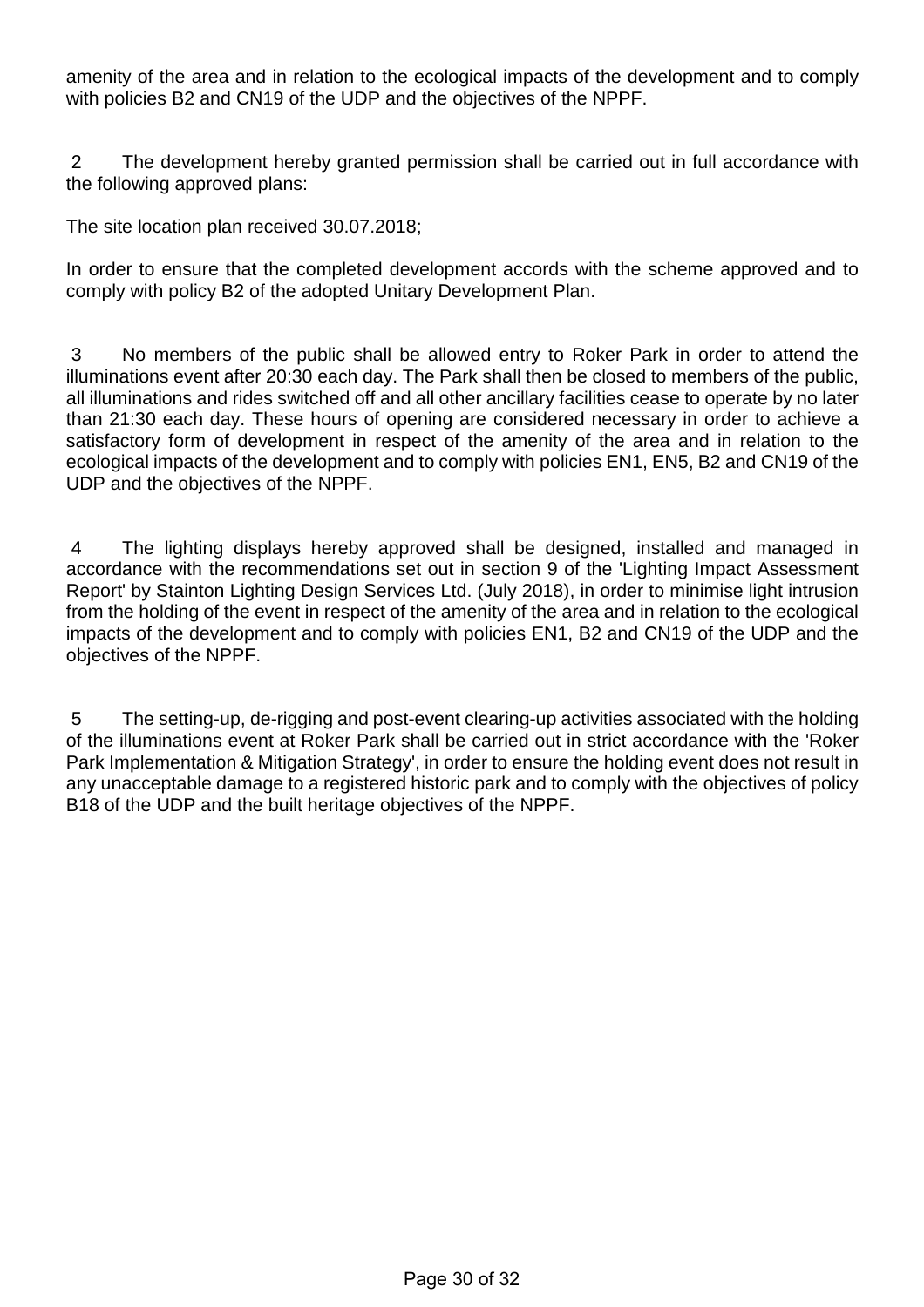amenity of the area and in relation to the ecological impacts of the development and to comply with policies B2 and CN19 of the UDP and the objectives of the NPPF.

2 The development hereby granted permission shall be carried out in full accordance with the following approved plans:

The site location plan received 30.07.2018;

In order to ensure that the completed development accords with the scheme approved and to comply with policy B2 of the adopted Unitary Development Plan.

3 No members of the public shall be allowed entry to Roker Park in order to attend the illuminations event after 20:30 each day. The Park shall then be closed to members of the public, all illuminations and rides switched off and all other ancillary facilities cease to operate by no later than 21:30 each day. These hours of opening are considered necessary in order to achieve a satisfactory form of development in respect of the amenity of the area and in relation to the ecological impacts of the development and to comply with policies EN1, EN5, B2 and CN19 of the UDP and the objectives of the NPPF.

4 The lighting displays hereby approved shall be designed, installed and managed in accordance with the recommendations set out in section 9 of the 'Lighting Impact Assessment Report' by Stainton Lighting Design Services Ltd. (July 2018), in order to minimise light intrusion from the holding of the event in respect of the amenity of the area and in relation to the ecological impacts of the development and to comply with policies EN1, B2 and CN19 of the UDP and the objectives of the NPPF.

5 The setting-up, de-rigging and post-event clearing-up activities associated with the holding of the illuminations event at Roker Park shall be carried out in strict accordance with the 'Roker Park Implementation & Mitigation Strategy', in order to ensure the holding event does not result in any unacceptable damage to a registered historic park and to comply with the objectives of policy B18 of the UDP and the built heritage objectives of the NPPF.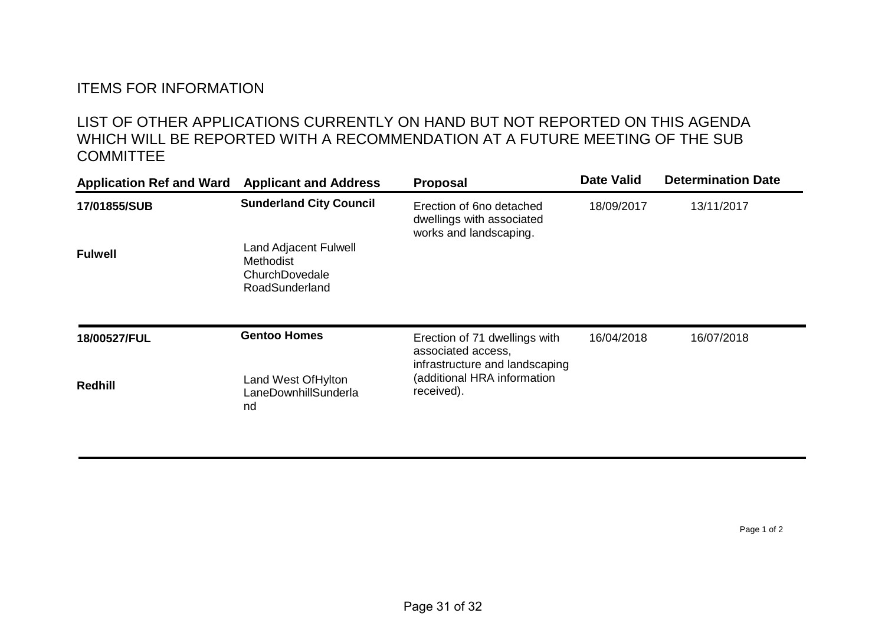ITEMS FOR INFORMATION

LIST OF OTHER APPLICATIONS CURRENTLY ON HAND BUT NOT REPORTED ON THIS AGENDA WHICH WILL BE REPORTED WITH A RECOMMENDATION AT A FUTURE MEETING OF THE SUB COMMITTEE

| Application Ref and Ward | Applicant and Address | Proposal | Date Valid | Determination Date |
|---|---|---|---|---|
| **17/01855/SUB** **Fulwell** | **Sunderland City Council** Land Adjacent Fulwell Methodist ChurchDovedale RoadSunderland | Erection of 6no detached dwellings with associated works and landscaping. | 18/09/2017 | 13/11/2017 |
| **18/00527/FUL** **Redhill** | **Gentoo Homes** Land West OfHylton LaneDownhillSunderland | Erection of 71 dwellings with associated access, infrastructure and landscaping (additional HRA information received). | 16/04/2018 | 16/07/2018 |

Page 1 of 2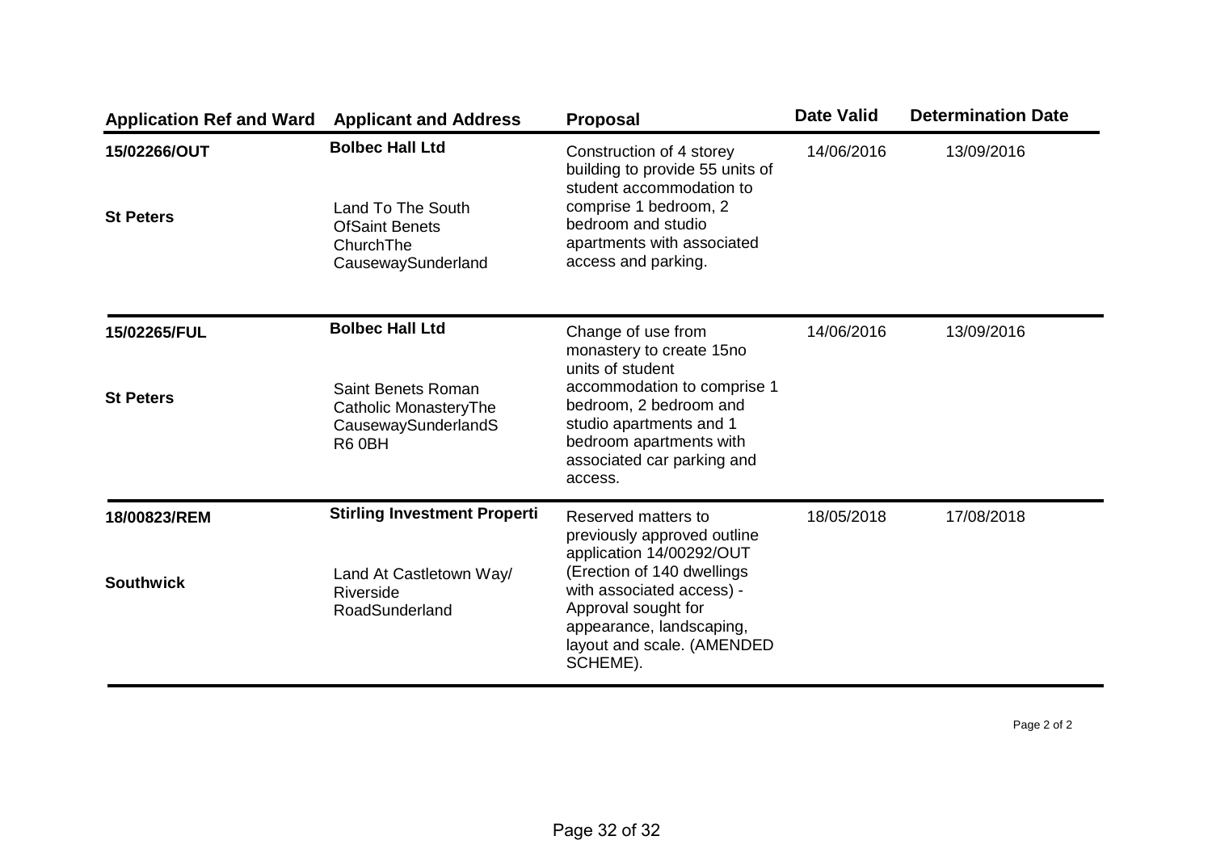| Application Ref and Ward | Applicant and Address | Proposal | Date Valid | Determination Date |
| --- | --- | --- | --- | --- |
| **15/02266/OUT**<br><br>**St Peters** | **Bolbec Hall Ltd**<br><br>Land To The South OfSaint Benets ChurchThe CausewaySunderland | Construction of 4 storey building to provide 55 units of student accommodation to comprise 1 bedroom, 2 bedroom and studio apartments with associated access and parking. | 14/06/2016 | 13/09/2016 |
| **15/02265/FUL**<br><br>**St Peters** | **Bolbec Hall Ltd**<br><br>Saint Benets Roman Catholic MonasteryThe CausewaySunderlandS R6 0BH | Change of use from monastery to create 15no units of student accommodation to comprise 1 bedroom, 2 bedroom and studio apartments and 1 bedroom apartments with associated car parking and access. | 14/06/2016 | 13/09/2016 |
| **18/00823/REM**<br><br>**Southwick** | **Stirling Investment Properti**<br><br>Land At Castletown Way/ Riverside RoadSunderland | Reserved matters to previously approved outline application 14/00292/OUT (Erection of 140 dwellings with associated access) - Approval sought for appearance, landscaping, layout and scale. (AMENDED SCHEME). | 18/05/2018 | 17/08/2018 |